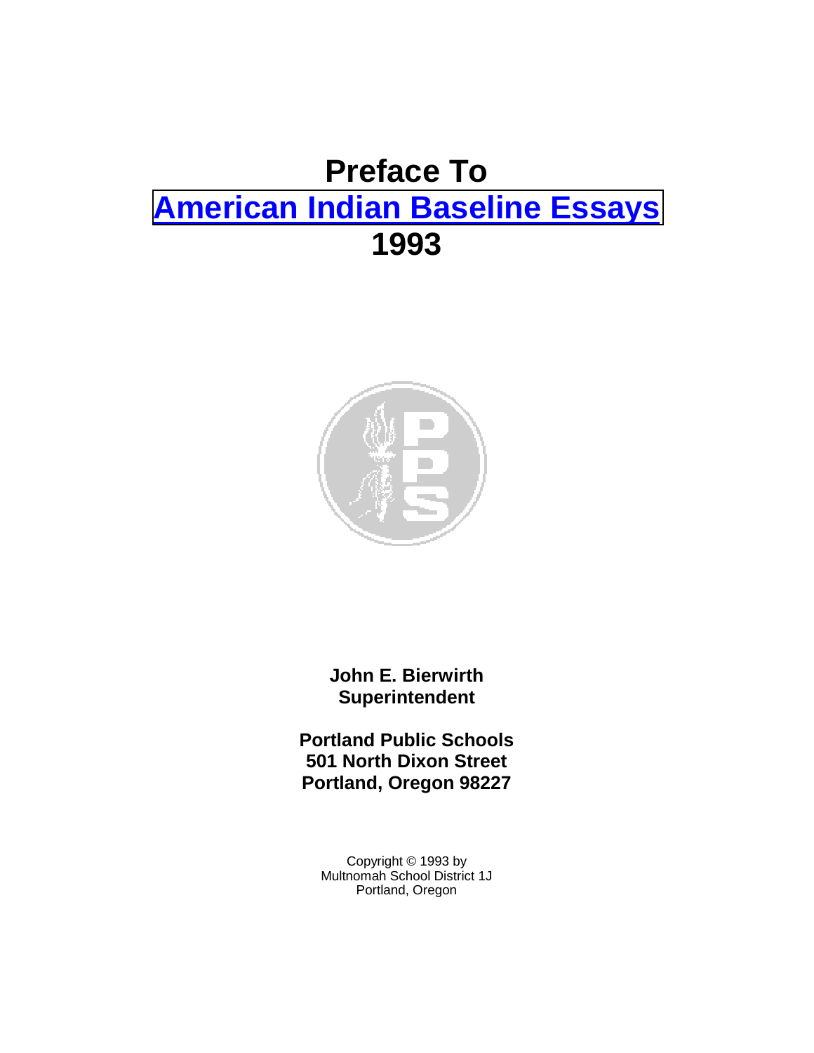# Preface To
# American Indian Baseline Essays
# 1993

**John E. Bierwirth**
**Superintendent**

**Portland Public Schools**
**501 North Dixon Street**
**Portland, Oregon 98227**

Copyright © 1993 by
Multnomah School District 1J
Portland, Oregon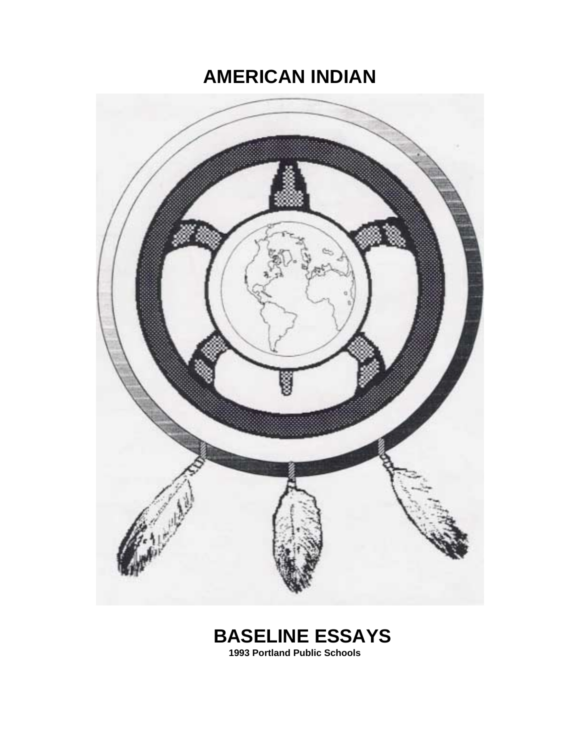# AMERICAN INDIAN

# BASELINE ESSAYS

**1993 Portland Public Schools**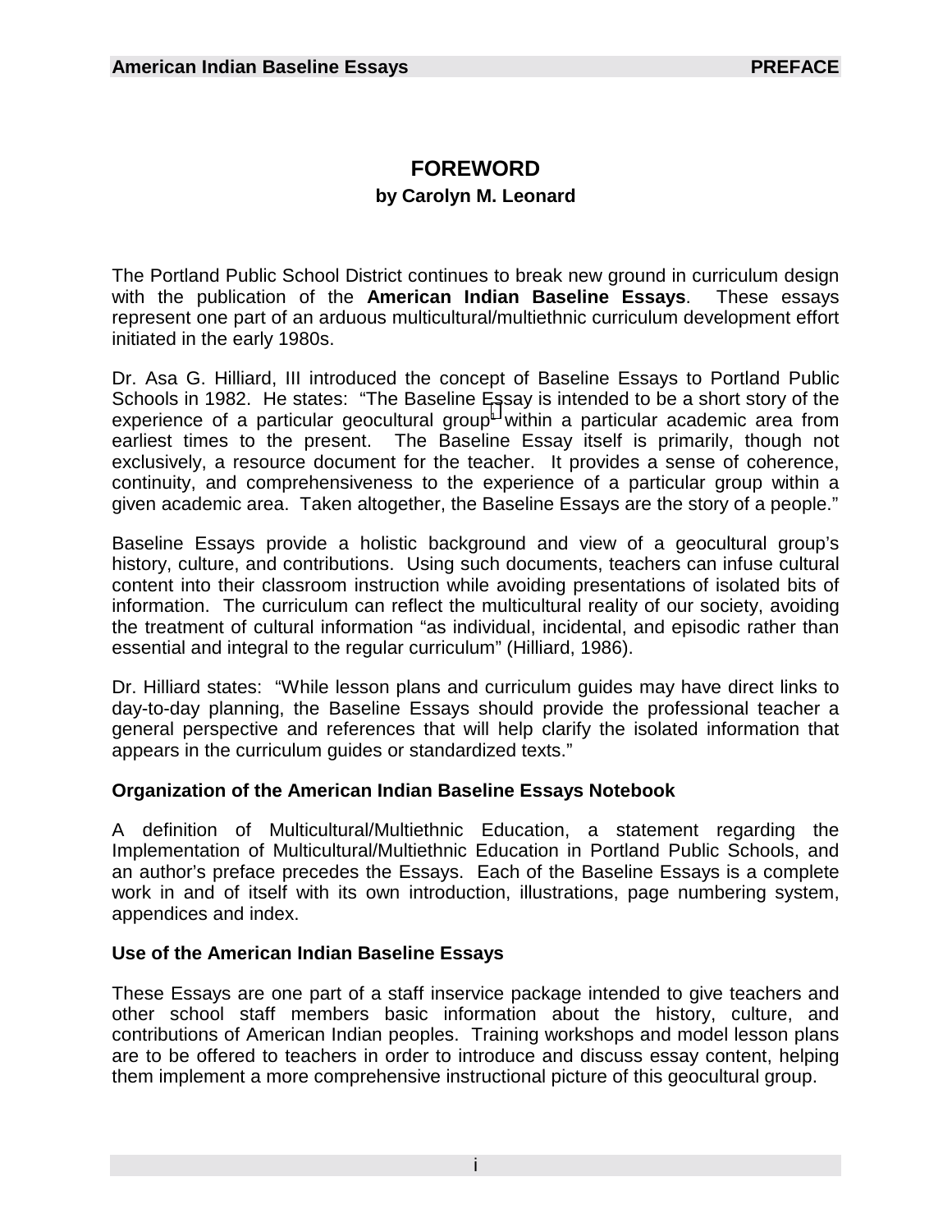# FOREWORD

**by Carolyn M. Leonard**

The Portland Public School District continues to break new ground in curriculum design with the publication of the **American Indian Baseline Essays**. These essays represent one part of an arduous multicultural/multiethnic curriculum development effort initiated in the early 1980s.

Dr. Asa G. Hilliard, III introduced the concept of Baseline Essays to Portland Public Schools in 1982. He states: "The Baseline Essay is intended to be a short story of the experience of a particular geocultural group[1] within a particular academic area from earliest times to the present. The Baseline Essay itself is primarily, though not exclusively, a resource document for the teacher. It provides a sense of coherence, continuity, and comprehensiveness to the experience of a particular group within a given academic area. Taken altogether, the Baseline Essays are the story of a people."

Baseline Essays provide a holistic background and view of a geocultural group's history, culture, and contributions. Using such documents, teachers can infuse cultural content into their classroom instruction while avoiding presentations of isolated bits of information. The curriculum can reflect the multicultural reality of our society, avoiding the treatment of cultural information "as individual, incidental, and episodic rather than essential and integral to the regular curriculum" (Hilliard, 1986).

Dr. Hilliard states: "While lesson plans and curriculum guides may have direct links to day-to-day planning, the Baseline Essays should provide the professional teacher a general perspective and references that will help clarify the isolated information that appears in the curriculum guides or standardized texts."

### Organization of the American Indian Baseline Essays Notebook

A definition of Multicultural/Multiethnic Education, a statement regarding the Implementation of Multicultural/Multiethnic Education in Portland Public Schools, and an author's preface precedes the Essays. Each of the Baseline Essays is a complete work in and of itself with its own introduction, illustrations, page numbering system, appendices and index.

### Use of the American Indian Baseline Essays

These Essays are one part of a staff inservice package intended to give teachers and other school staff members basic information about the history, culture, and contributions of American Indian peoples. Training workshops and model lesson plans are to be offered to teachers in order to introduce and discuss essay content, helping them implement a more comprehensive instructional picture of this geocultural group.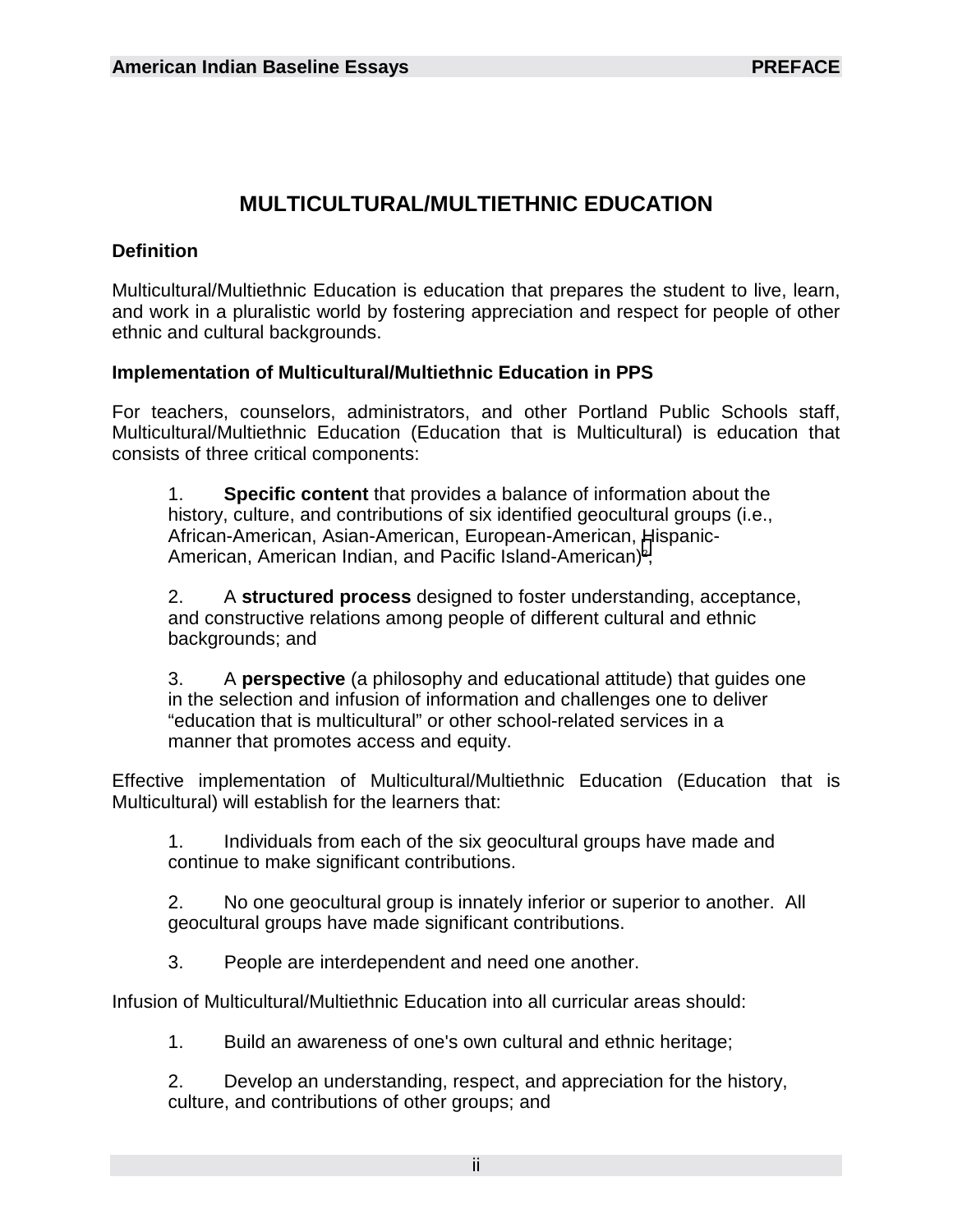# MULTICULTURAL/MULTIETHNIC EDUCATION

**Definition**

Multicultural/Multiethnic Education is education that prepares the student to live, learn, and work in a pluralistic world by fostering appreciation and respect for people of other ethnic and cultural backgrounds.

**Implementation of Multicultural/Multiethnic Education in PPS**

For teachers, counselors, administrators, and other Portland Public Schools staff, Multicultural/Multiethnic Education (Education that is Multicultural) is education that consists of three critical components:

1. **Specific content** that provides a balance of information about the history, culture, and contributions of six identified geocultural groups (i.e., African-American, Asian-American, European-American, Hispanic-American, American Indian, and Pacific Island-American)*;

2. A **structured process** designed to foster understanding, acceptance, and constructive relations among people of different cultural and ethnic backgrounds; and

3. A **perspective** (a philosophy and educational attitude) that guides one in the selection and infusion of information and challenges one to deliver "education that is multicultural" or other school-related services in a manner that promotes access and equity.

Effective implementation of Multicultural/Multiethnic Education (Education that is Multicultural) will establish for the learners that:

1. Individuals from each of the six geocultural groups have made and continue to make significant contributions.

2. No one geocultural group is innately inferior or superior to another. All geocultural groups have made significant contributions.

3. People are interdependent and need one another.

Infusion of Multicultural/Multiethnic Education into all curricular areas should:

1. Build an awareness of one's own cultural and ethnic heritage;

2. Develop an understanding, respect, and appreciation for the history, culture, and contributions of other groups; and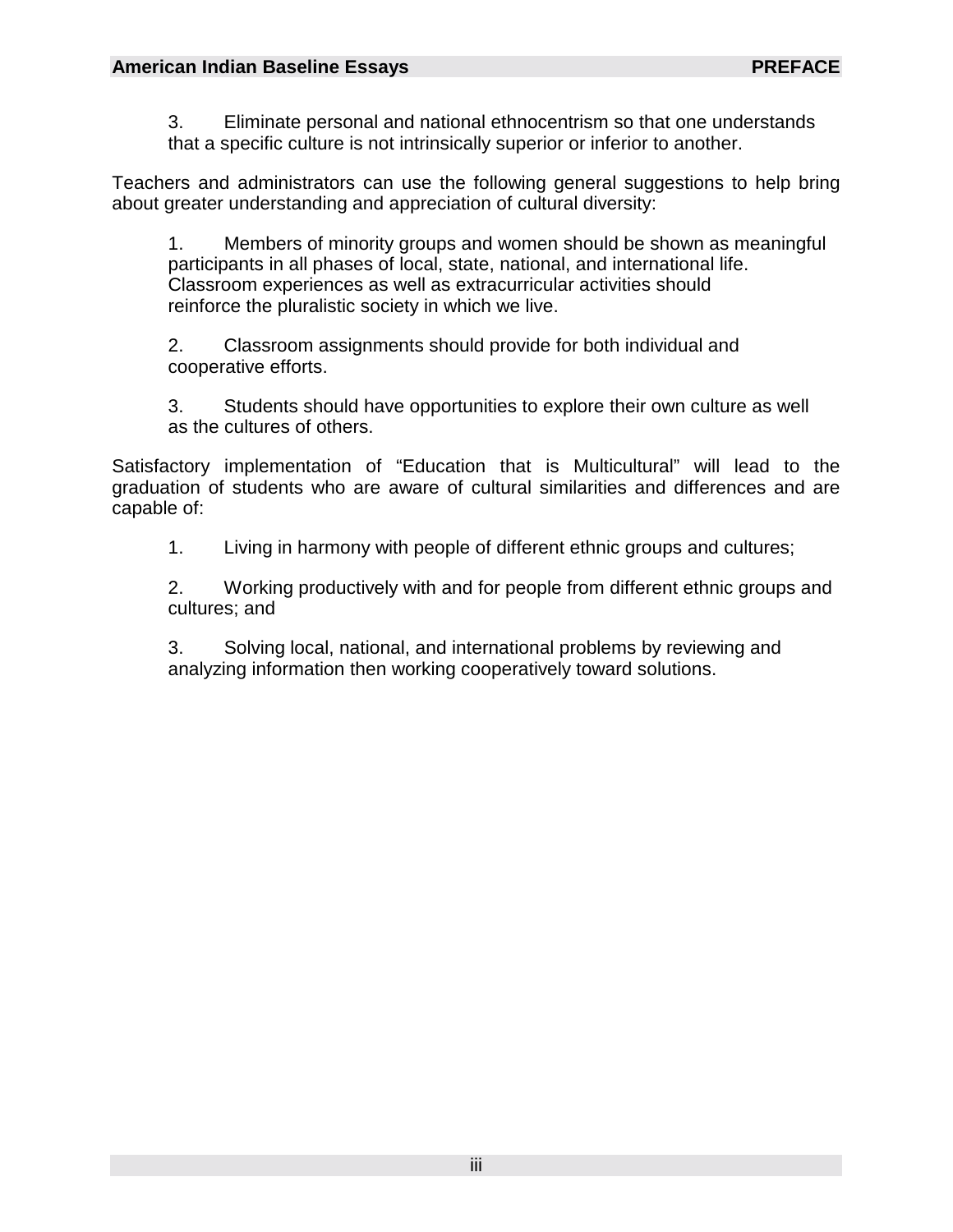3. Eliminate personal and national ethnocentrism so that one understands that a specific culture is not intrinsically superior or inferior to another.

Teachers and administrators can use the following general suggestions to help bring about greater understanding and appreciation of cultural diversity:

1. Members of minority groups and women should be shown as meaningful participants in all phases of local, state, national, and international life. Classroom experiences as well as extracurricular activities should reinforce the pluralistic society in which we live.

2. Classroom assignments should provide for both individual and cooperative efforts.

3. Students should have opportunities to explore their own culture as well as the cultures of others.

Satisfactory implementation of "Education that is Multicultural" will lead to the graduation of students who are aware of cultural similarities and differences and are capable of:

1. Living in harmony with people of different ethnic groups and cultures;

2. Working productively with and for people from different ethnic groups and cultures; and

3. Solving local, national, and international problems by reviewing and analyzing information then working cooperatively toward solutions.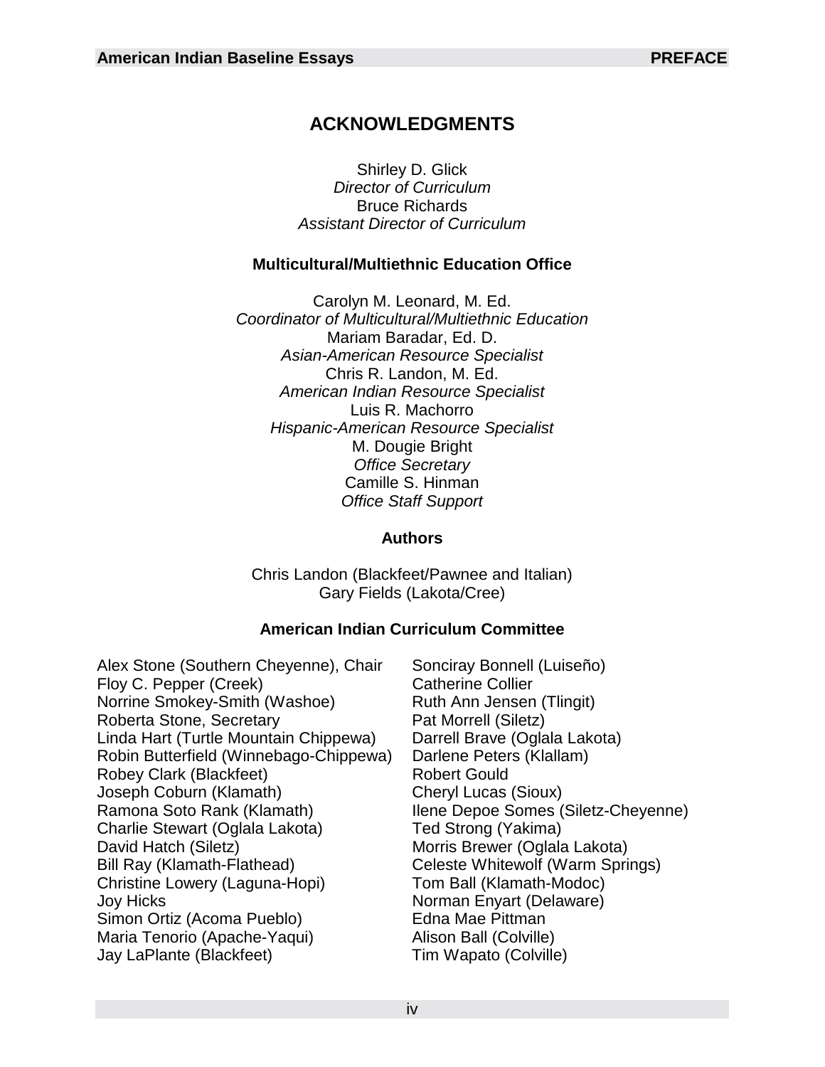## ACKNOWLEDGMENTS

Shirley D. Glick
*Director of Curriculum*
Bruce Richards
*Assistant Director of Curriculum*

### Multicultural/Multiethnic Education Office

Carolyn M. Leonard, M. Ed.
*Coordinator of Multicultural/Multiethnic Education*
Mariam Baradar, Ed. D.
*Asian-American Resource Specialist*
Chris R. Landon, M. Ed.
*American Indian Resource Specialist*
Luis R. Machorro
*Hispanic-American Resource Specialist*
M. Dougie Bright
*Office Secretary*
Camille S. Hinman
*Office Staff Support*

### Authors

Chris Landon (Blackfeet/Pawnee and Italian)
Gary Fields (Lakota/Cree)

### American Indian Curriculum Committee

Alex Stone (Southern Cheyenne), Chair
Floy C. Pepper (Creek)
Norrine Smokey-Smith (Washoe)
Roberta Stone, Secretary
Linda Hart (Turtle Mountain Chippewa)
Robin Butterfield (Winnebago-Chippewa)
Robey Clark (Blackfeet)
Joseph Coburn (Klamath)
Ramona Soto Rank (Klamath)
Charlie Stewart (Oglala Lakota)
David Hatch (Siletz)
Bill Ray (Klamath-Flathead)
Christine Lowery (Laguna-Hopi)
Joy Hicks
Simon Ortiz (Acoma Pueblo)
Maria Tenorio (Apache-Yaqui)
Jay LaPlante (Blackfeet)
Sonciray Bonnell (Luiseño)
Catherine Collier
Ruth Ann Jensen (Tlingit)
Pat Morrell (Siletz)
Darrell Brave (Oglala Lakota)
Darlene Peters (Klallam)
Robert Gould
Cheryl Lucas (Sioux)
Ilene Depoe Somes (Siletz-Cheyenne)
Ted Strong (Yakima)
Morris Brewer (Oglala Lakota)
Celeste Whitewolf (Warm Springs)
Tom Ball (Klamath-Modoc)
Norman Enyart (Delaware)
Edna Mae Pittman
Alison Ball (Colville)
Tim Wapato (Colville)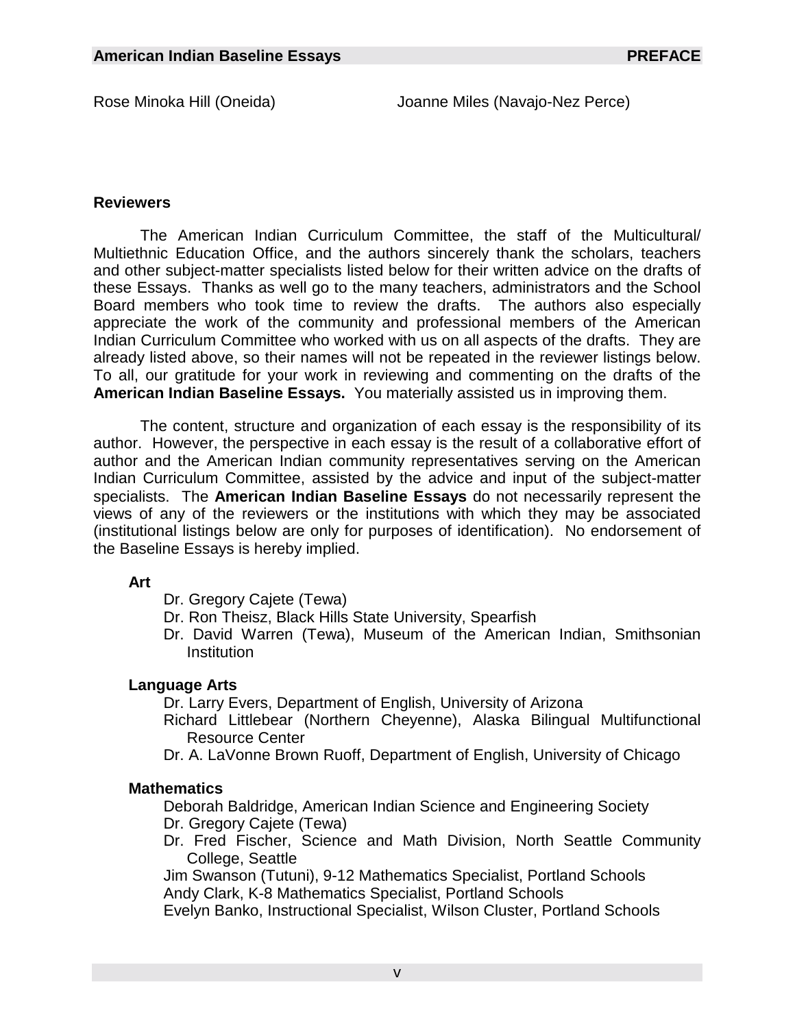Rose Minoka Hill (Oneida)

Joanne Miles (Navajo-Nez Perce)

## Reviewers

The American Indian Curriculum Committee, the staff of the Multicultural/ Multiethnic Education Office, and the authors sincerely thank the scholars, teachers and other subject-matter specialists listed below for their written advice on the drafts of these Essays. Thanks as well go to the many teachers, administrators and the School Board members who took time to review the drafts. The authors also especially appreciate the work of the community and professional members of the American Indian Curriculum Committee who worked with us on all aspects of the drafts. They are already listed above, so their names will not be repeated in the reviewer listings below. To all, our gratitude for your work in reviewing and commenting on the drafts of the **American Indian Baseline Essays.** You materially assisted us in improving them.

The content, structure and organization of each essay is the responsibility of its author. However, the perspective in each essay is the result of a collaborative effort of author and the American Indian community representatives serving on the American Indian Curriculum Committee, assisted by the advice and input of the subject-matter specialists. The **American Indian Baseline Essays** do not necessarily represent the views of any of the reviewers or the institutions with which they may be associated (institutional listings below are only for purposes of identification). No endorsement of the Baseline Essays is hereby implied.

**Art**

- Dr. Gregory Cajete (Tewa)
- Dr. Ron Theisz, Black Hills State University, Spearfish
- Dr. David Warren (Tewa), Museum of the American Indian, Smithsonian Institution

**Language Arts**

- Dr. Larry Evers, Department of English, University of Arizona
- Richard Littlebear (Northern Cheyenne), Alaska Bilingual Multifunctional Resource Center
- Dr. A. LaVonne Brown Ruoff, Department of English, University of Chicago

**Mathematics**

- Deborah Baldridge, American Indian Science and Engineering Society
- Dr. Gregory Cajete (Tewa)
- Dr. Fred Fischer, Science and Math Division, North Seattle Community College, Seattle
- Jim Swanson (Tutuni), 9-12 Mathematics Specialist, Portland Schools
- Andy Clark, K-8 Mathematics Specialist, Portland Schools
- Evelyn Banko, Instructional Specialist, Wilson Cluster, Portland Schools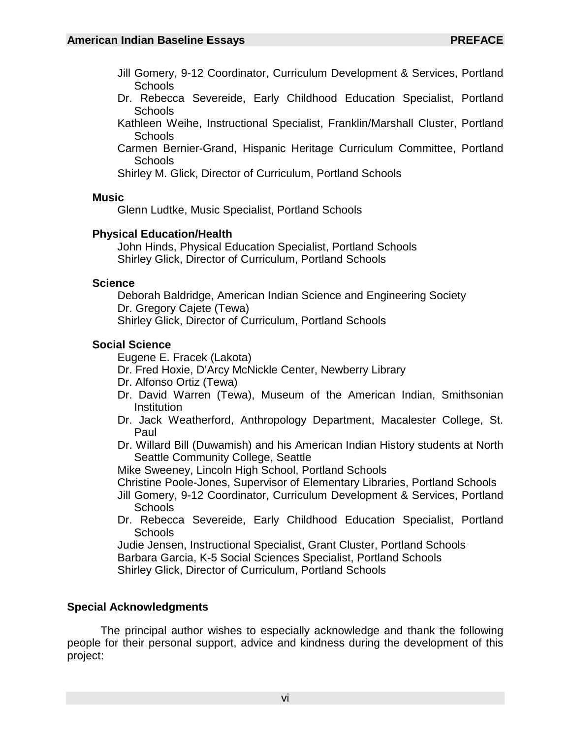Jill Gomery, 9-12 Coordinator, Curriculum Development & Services, Portland Schools
Dr. Rebecca Severeide, Early Childhood Education Specialist, Portland Schools
Kathleen Weihe, Instructional Specialist, Franklin/Marshall Cluster, Portland Schools
Carmen Bernier-Grand, Hispanic Heritage Curriculum Committee, Portland Schools
Shirley M. Glick, Director of Curriculum, Portland Schools

**Music**

Glenn Ludtke, Music Specialist, Portland Schools

**Physical Education/Health**

John Hinds, Physical Education Specialist, Portland Schools
Shirley Glick, Director of Curriculum, Portland Schools

**Science**

Deborah Baldridge, American Indian Science and Engineering Society
Dr. Gregory Cajete (Tewa)
Shirley Glick, Director of Curriculum, Portland Schools

**Social Science**

Eugene E. Fracek (Lakota)
Dr. Fred Hoxie, D'Arcy McNickle Center, Newberry Library
Dr. Alfonso Ortiz (Tewa)
Dr. David Warren (Tewa), Museum of the American Indian, Smithsonian Institution
Dr. Jack Weatherford, Anthropology Department, Macalester College, St. Paul
Dr. Willard Bill (Duwamish) and his American Indian History students at North Seattle Community College, Seattle
Mike Sweeney, Lincoln High School, Portland Schools
Christine Poole-Jones, Supervisor of Elementary Libraries, Portland Schools
Jill Gomery, 9-12 Coordinator, Curriculum Development & Services, Portland Schools
Dr. Rebecca Severeide, Early Childhood Education Specialist, Portland Schools
Judie Jensen, Instructional Specialist, Grant Cluster, Portland Schools
Barbara Garcia, K-5 Social Sciences Specialist, Portland Schools
Shirley Glick, Director of Curriculum, Portland Schools

## Special Acknowledgments

The principal author wishes to especially acknowledge and thank the following people for their personal support, advice and kindness during the development of this project: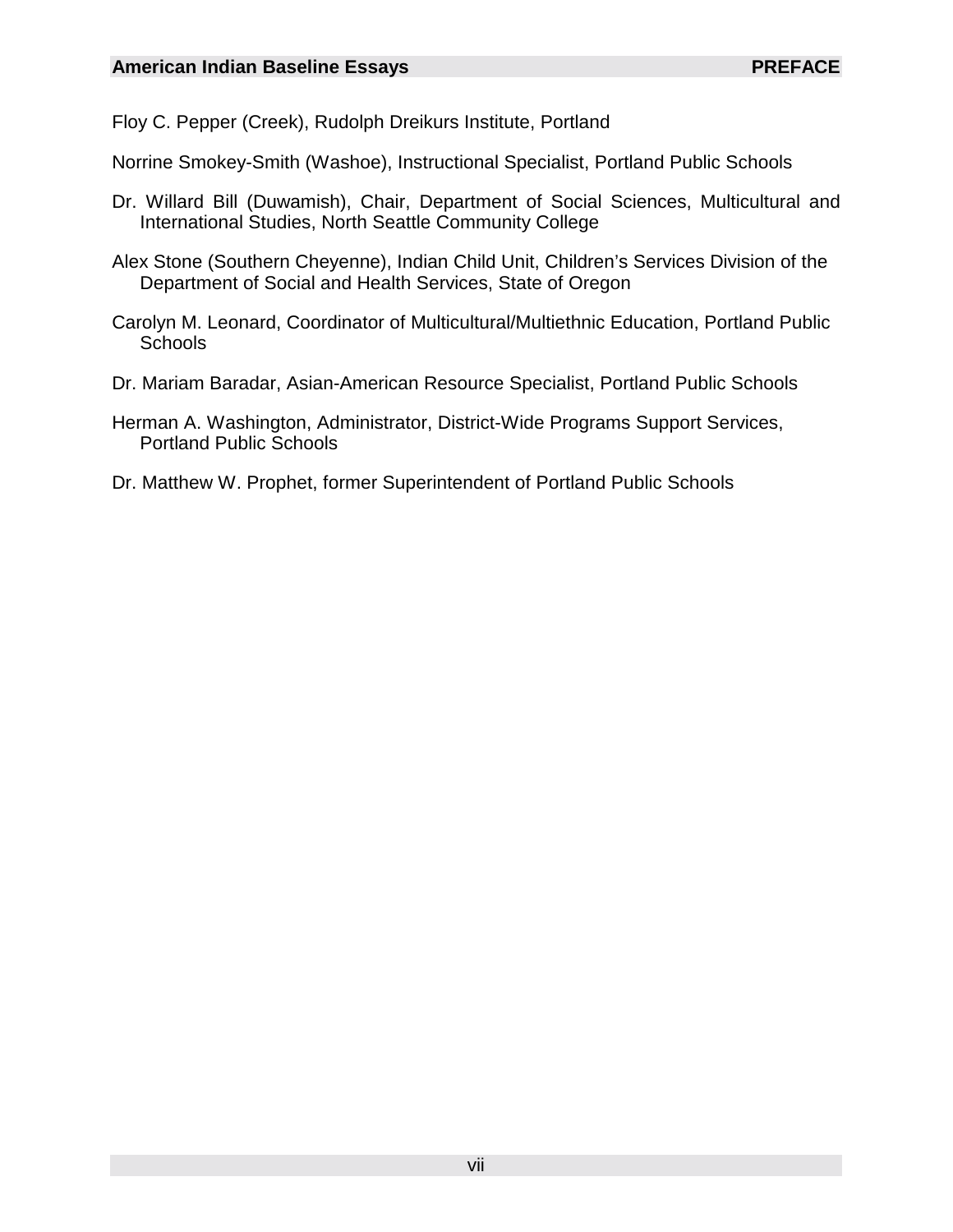Floy C. Pepper (Creek), Rudolph Dreikurs Institute, Portland

Norrine Smokey-Smith (Washoe), Instructional Specialist, Portland Public Schools

Dr. Willard Bill (Duwamish), Chair, Department of Social Sciences, Multicultural and International Studies, North Seattle Community College

Alex Stone (Southern Cheyenne), Indian Child Unit, Children's Services Division of the Department of Social and Health Services, State of Oregon

Carolyn M. Leonard, Coordinator of Multicultural/Multiethnic Education, Portland Public Schools

Dr. Mariam Baradar, Asian-American Resource Specialist, Portland Public Schools

Herman A. Washington, Administrator, District-Wide Programs Support Services, Portland Public Schools

Dr. Matthew W. Prophet, former Superintendent of Portland Public Schools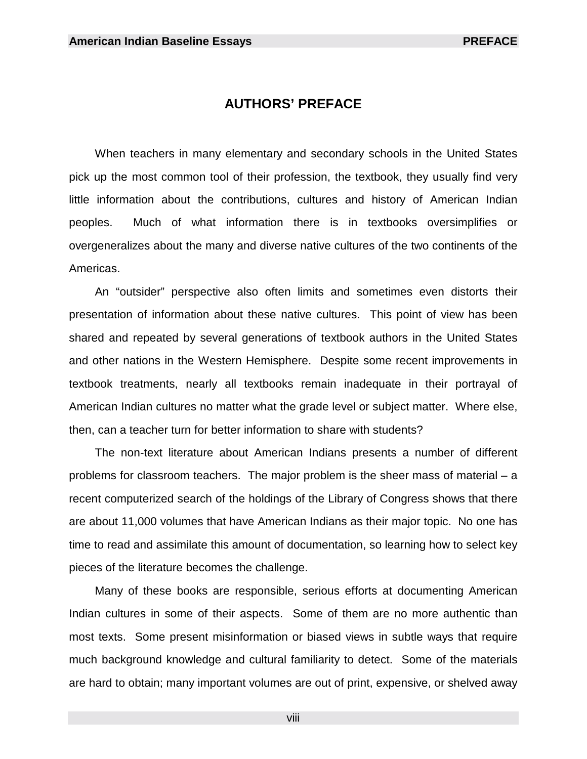# AUTHORS' PREFACE

When teachers in many elementary and secondary schools in the United States pick up the most common tool of their profession, the textbook, they usually find very little information about the contributions, cultures and history of American Indian peoples. Much of what information there is in textbooks oversimplifies or overgeneralizes about the many and diverse native cultures of the two continents of the Americas.

An "outsider" perspective also often limits and sometimes even distorts their presentation of information about these native cultures. This point of view has been shared and repeated by several generations of textbook authors in the United States and other nations in the Western Hemisphere. Despite some recent improvements in textbook treatments, nearly all textbooks remain inadequate in their portrayal of American Indian cultures no matter what the grade level or subject matter. Where else, then, can a teacher turn for better information to share with students?

The non-text literature about American Indians presents a number of different problems for classroom teachers. The major problem is the sheer mass of material – a recent computerized search of the holdings of the Library of Congress shows that there are about 11,000 volumes that have American Indians as their major topic. No one has time to read and assimilate this amount of documentation, so learning how to select key pieces of the literature becomes the challenge.

Many of these books are responsible, serious efforts at documenting American Indian cultures in some of their aspects. Some of them are no more authentic than most texts. Some present misinformation or biased views in subtle ways that require much background knowledge and cultural familiarity to detect. Some of the materials are hard to obtain; many important volumes are out of print, expensive, or shelved away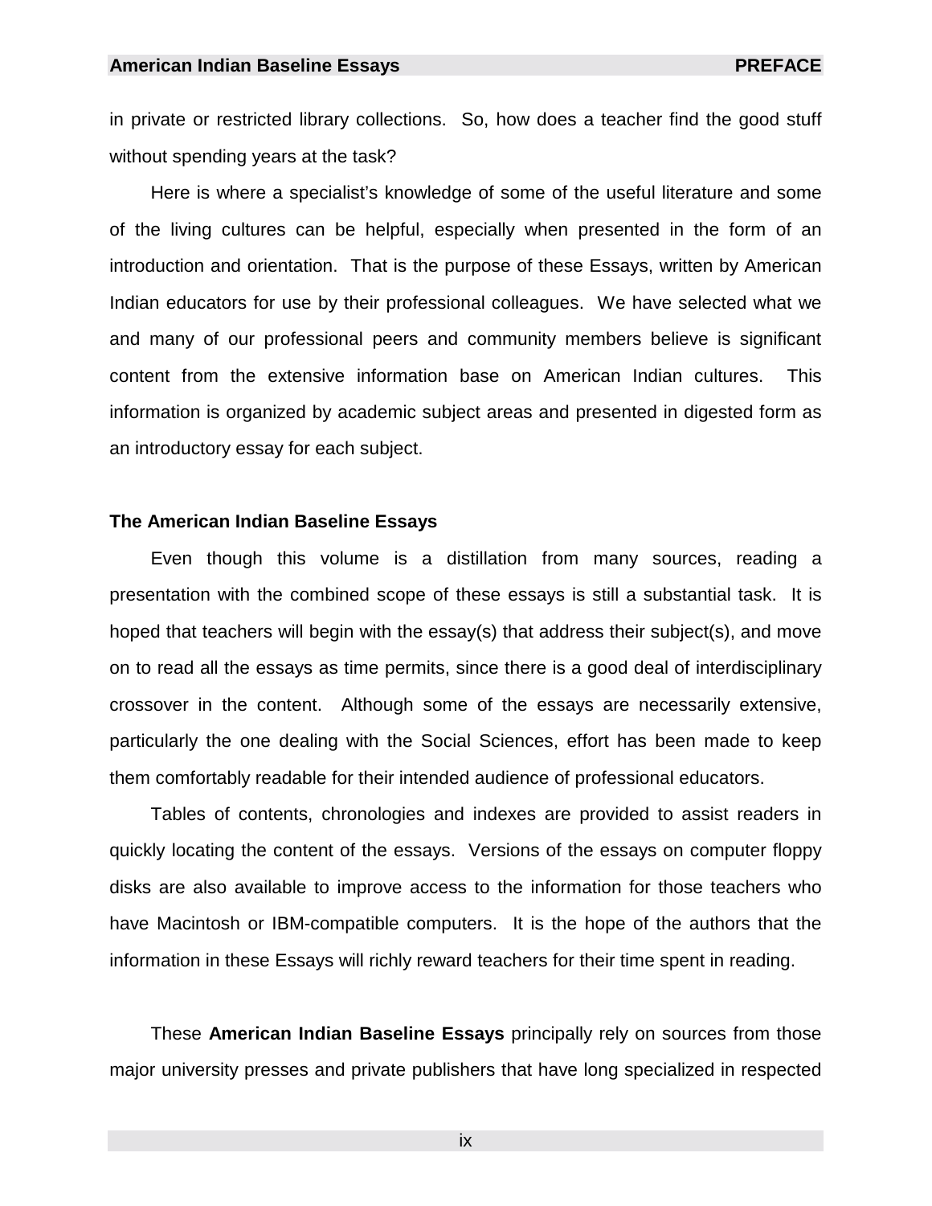in private or restricted library collections. So, how does a teacher find the good stuff without spending years at the task?

Here is where a specialist's knowledge of some of the useful literature and some of the living cultures can be helpful, especially when presented in the form of an introduction and orientation. That is the purpose of these Essays, written by American Indian educators for use by their professional colleagues. We have selected what we and many of our professional peers and community members believe is significant content from the extensive information base on American Indian cultures. This information is organized by academic subject areas and presented in digested form as an introductory essay for each subject.

### The American Indian Baseline Essays

Even though this volume is a distillation from many sources, reading a presentation with the combined scope of these essays is still a substantial task. It is hoped that teachers will begin with the essay(s) that address their subject(s), and move on to read all the essays as time permits, since there is a good deal of interdisciplinary crossover in the content. Although some of the essays are necessarily extensive, particularly the one dealing with the Social Sciences, effort has been made to keep them comfortably readable for their intended audience of professional educators.

Tables of contents, chronologies and indexes are provided to assist readers in quickly locating the content of the essays. Versions of the essays on computer floppy disks are also available to improve access to the information for those teachers who have Macintosh or IBM-compatible computers. It is the hope of the authors that the information in these Essays will richly reward teachers for their time spent in reading.

These **American Indian Baseline Essays** principally rely on sources from those major university presses and private publishers that have long specialized in respected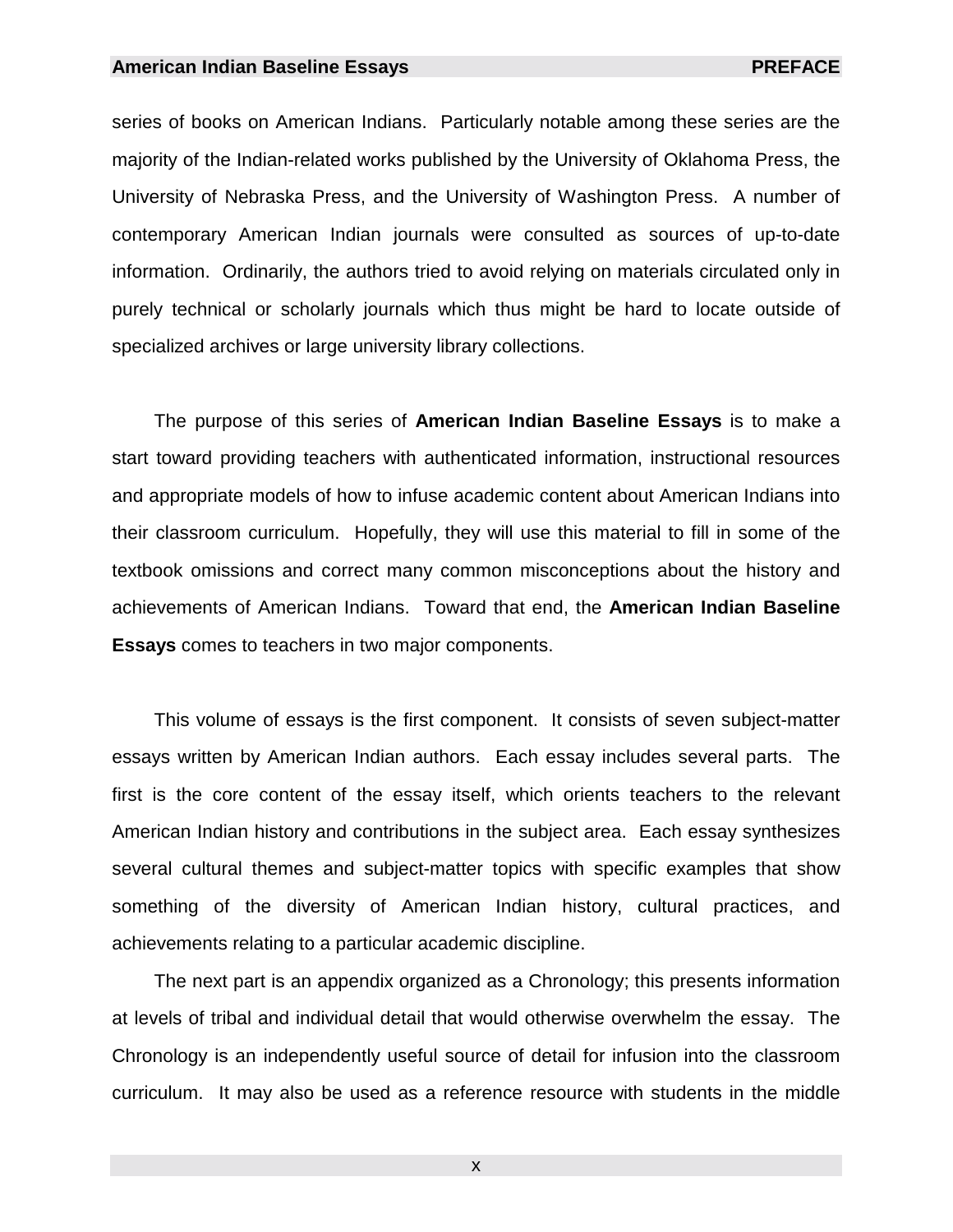series of books on American Indians.  Particularly notable among these series are the majority of the Indian-related works published by the University of Oklahoma Press, the University of Nebraska Press, and the University of Washington Press.  A number of contemporary American Indian journals were consulted as sources of up-to-date information.  Ordinarily, the authors tried to avoid relying on materials circulated only in purely technical or scholarly journals which thus might be hard to locate outside of specialized archives or large university library collections.

The purpose of this series of **American Indian Baseline Essays** is to make a start toward providing teachers with authenticated information, instructional resources and appropriate models of how to infuse academic content about American Indians into their classroom curriculum.  Hopefully, they will use this material to fill in some of the textbook omissions and correct many common misconceptions about the history and achievements of American Indians.  Toward that end, the **American Indian Baseline Essays** comes to teachers in two major components.

This volume of essays is the first component.  It consists of seven subject-matter essays written by American Indian authors.  Each essay includes several parts.  The first is the core content of the essay itself, which orients teachers to the relevant American Indian history and contributions in the subject area.  Each essay synthesizes several cultural themes and subject-matter topics with specific examples that show something of the diversity of American Indian history, cultural practices, and achievements relating to a particular academic discipline.

The next part is an appendix organized as a Chronology; this presents information at levels of tribal and individual detail that would otherwise overwhelm the essay.  The Chronology is an independently useful source of detail for infusion into the classroom curriculum.  It may also be used as a reference resource with students in the middle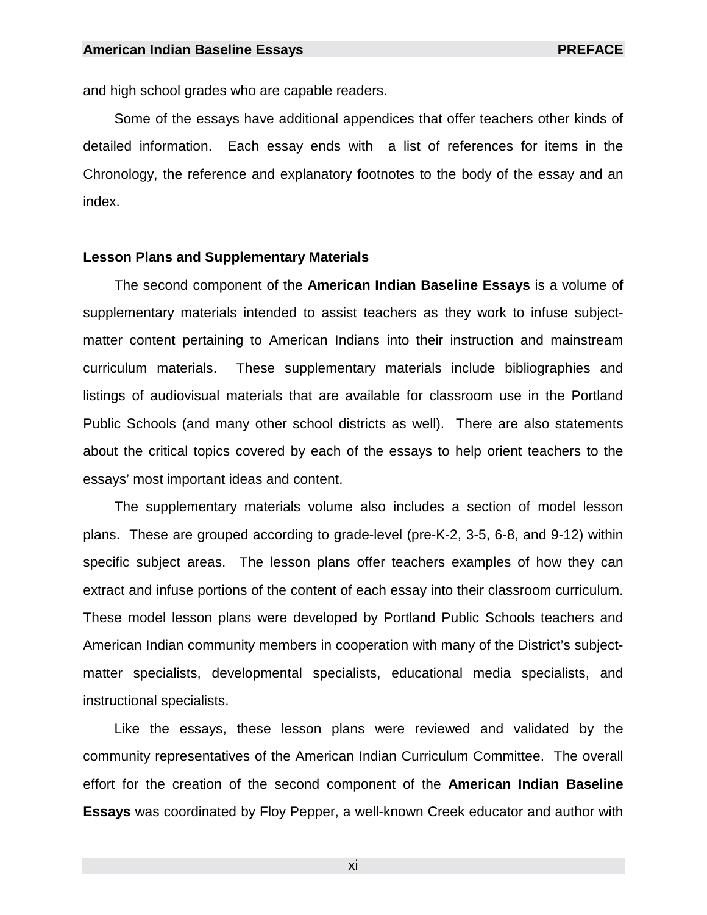and high school grades who are capable readers.

Some of the essays have additional appendices that offer teachers other kinds of detailed information. Each essay ends with a list of references for items in the Chronology, the reference and explanatory footnotes to the body of the essay and an index.

**Lesson Plans and Supplementary Materials**

The second component of the **American Indian Baseline Essays** is a volume of supplementary materials intended to assist teachers as they work to infuse subject-matter content pertaining to American Indians into their instruction and mainstream curriculum materials. These supplementary materials include bibliographies and listings of audiovisual materials that are available for classroom use in the Portland Public Schools (and many other school districts as well). There are also statements about the critical topics covered by each of the essays to help orient teachers to the essays' most important ideas and content.

The supplementary materials volume also includes a section of model lesson plans. These are grouped according to grade-level (pre-K-2, 3-5, 6-8, and 9-12) within specific subject areas. The lesson plans offer teachers examples of how they can extract and infuse portions of the content of each essay into their classroom curriculum. These model lesson plans were developed by Portland Public Schools teachers and American Indian community members in cooperation with many of the District's subject-matter specialists, developmental specialists, educational media specialists, and instructional specialists.

Like the essays, these lesson plans were reviewed and validated by the community representatives of the American Indian Curriculum Committee. The overall effort for the creation of the second component of the **American Indian Baseline Essays** was coordinated by Floy Pepper, a well-known Creek educator and author with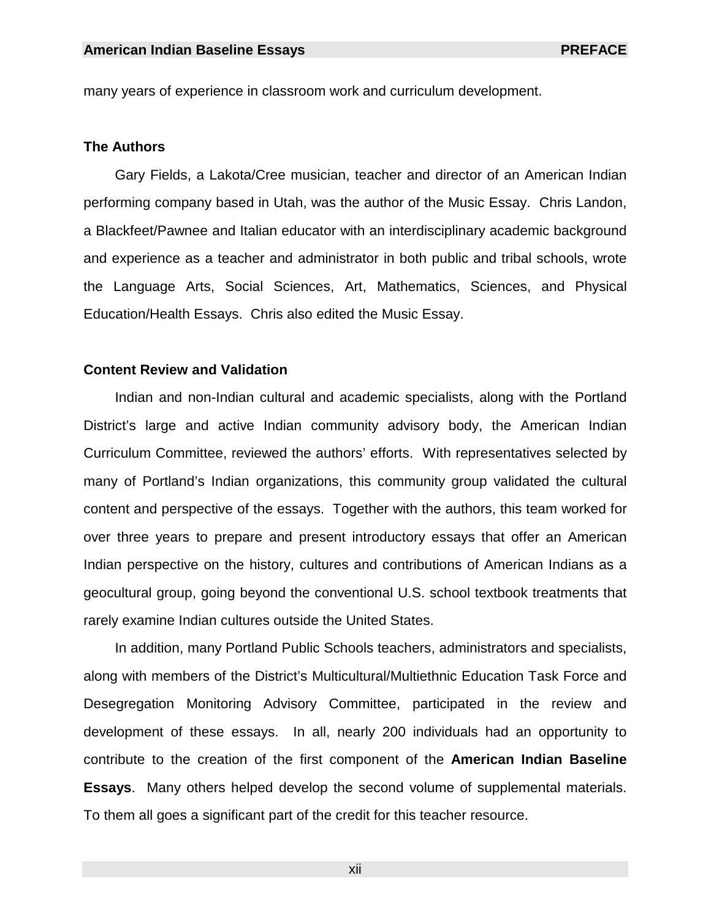many years of experience in classroom work and curriculum development.

### The Authors

Gary Fields, a Lakota/Cree musician, teacher and director of an American Indian performing company based in Utah, was the author of the Music Essay. Chris Landon, a Blackfeet/Pawnee and Italian educator with an interdisciplinary academic background and experience as a teacher and administrator in both public and tribal schools, wrote the Language Arts, Social Sciences, Art, Mathematics, Sciences, and Physical Education/Health Essays. Chris also edited the Music Essay.

### Content Review and Validation

Indian and non-Indian cultural and academic specialists, along with the Portland District's large and active Indian community advisory body, the American Indian Curriculum Committee, reviewed the authors' efforts. With representatives selected by many of Portland's Indian organizations, this community group validated the cultural content and perspective of the essays. Together with the authors, this team worked for over three years to prepare and present introductory essays that offer an American Indian perspective on the history, cultures and contributions of American Indians as a geocultural group, going beyond the conventional U.S. school textbook treatments that rarely examine Indian cultures outside the United States.

In addition, many Portland Public Schools teachers, administrators and specialists, along with members of the District's Multicultural/Multiethnic Education Task Force and Desegregation Monitoring Advisory Committee, participated in the review and development of these essays. In all, nearly 200 individuals had an opportunity to contribute to the creation of the first component of the **American Indian Baseline Essays**. Many others helped develop the second volume of supplemental materials. To them all goes a significant part of the credit for this teacher resource.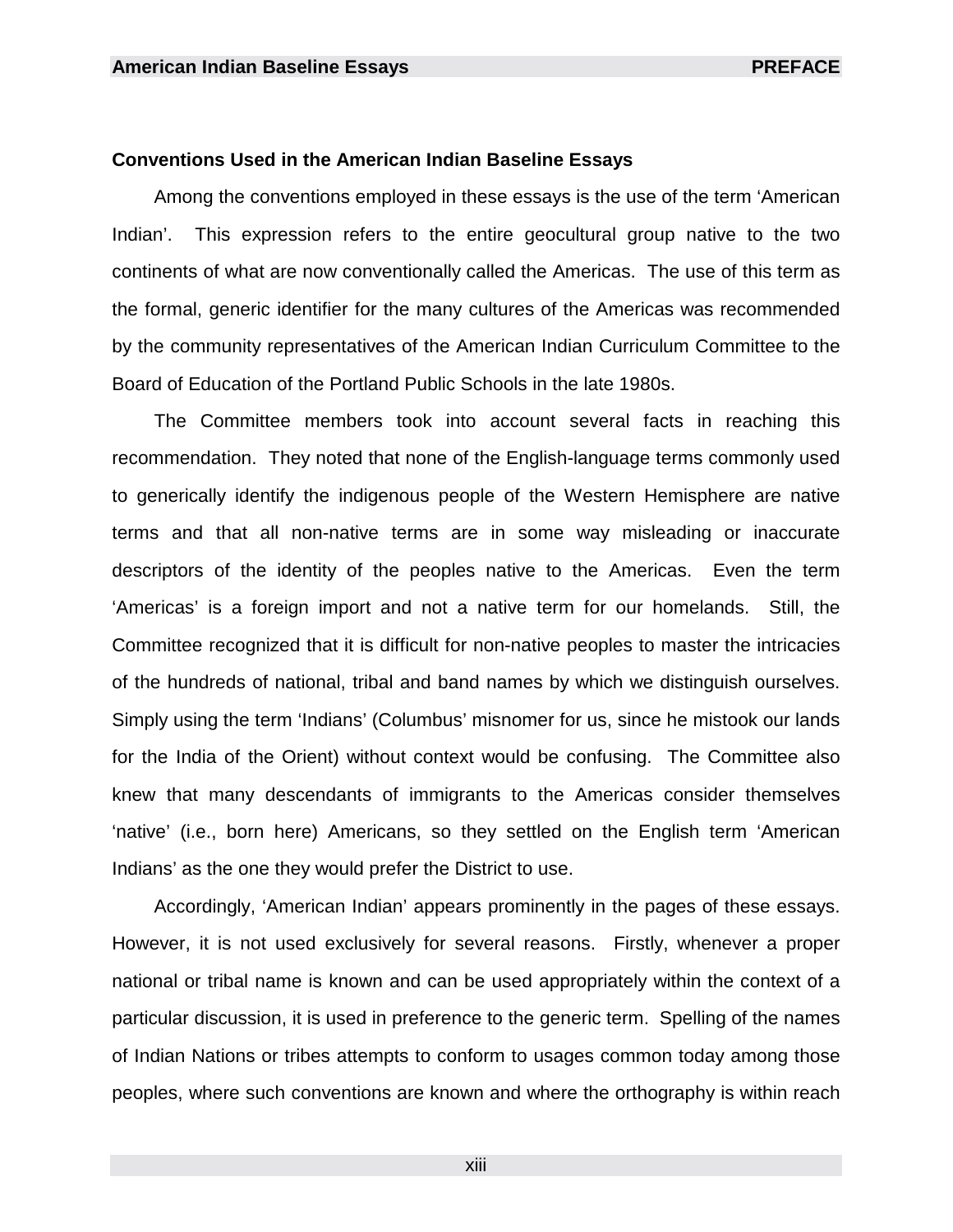### Conventions Used in the American Indian Baseline Essays

Among the conventions employed in these essays is the use of the term 'American Indian'. This expression refers to the entire geocultural group native to the two continents of what are now conventionally called the Americas. The use of this term as the formal, generic identifier for the many cultures of the Americas was recommended by the community representatives of the American Indian Curriculum Committee to the Board of Education of the Portland Public Schools in the late 1980s.

The Committee members took into account several facts in reaching this recommendation. They noted that none of the English-language terms commonly used to generically identify the indigenous people of the Western Hemisphere are native terms and that all non-native terms are in some way misleading or inaccurate descriptors of the identity of the peoples native to the Americas. Even the term 'Americas' is a foreign import and not a native term for our homelands. Still, the Committee recognized that it is difficult for non-native peoples to master the intricacies of the hundreds of national, tribal and band names by which we distinguish ourselves. Simply using the term 'Indians' (Columbus' misnomer for us, since he mistook our lands for the India of the Orient) without context would be confusing. The Committee also knew that many descendants of immigrants to the Americas consider themselves 'native' (i.e., born here) Americans, so they settled on the English term 'American Indians' as the one they would prefer the District to use.

Accordingly, 'American Indian' appears prominently in the pages of these essays. However, it is not used exclusively for several reasons. Firstly, whenever a proper national or tribal name is known and can be used appropriately within the context of a particular discussion, it is used in preference to the generic term. Spelling of the names of Indian Nations or tribes attempts to conform to usages common today among those peoples, where such conventions are known and where the orthography is within reach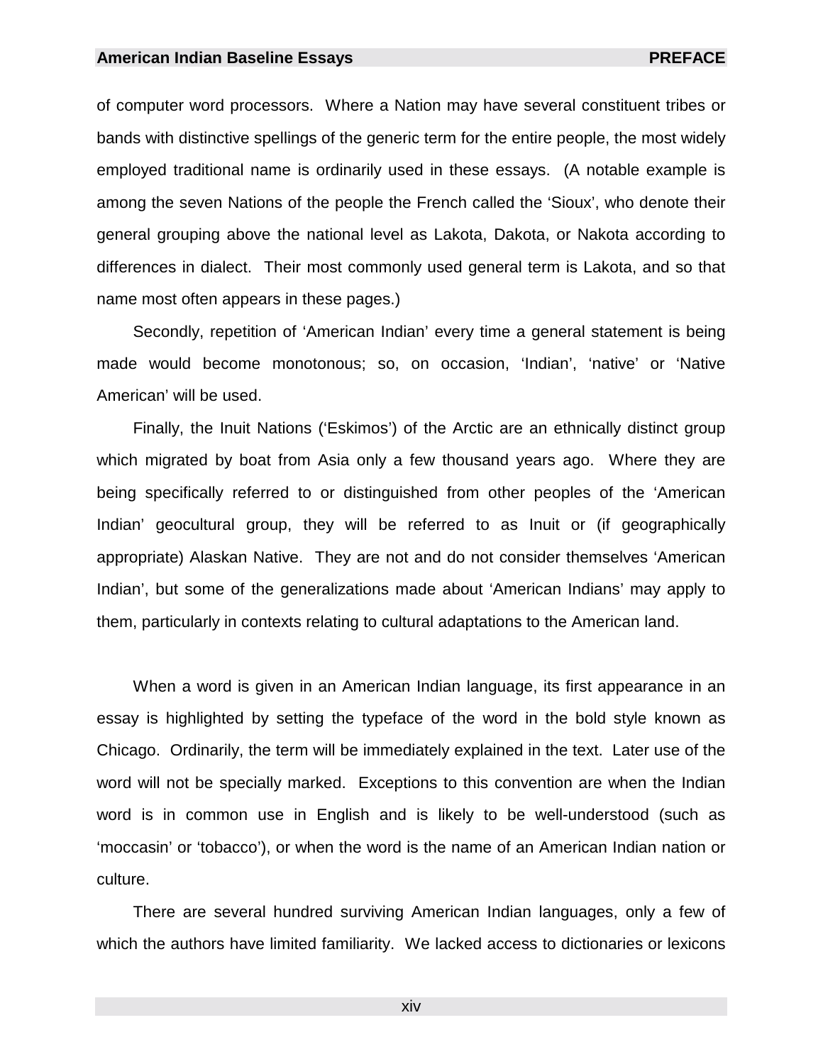of computer word processors. Where a Nation may have several constituent tribes or bands with distinctive spellings of the generic term for the entire people, the most widely employed traditional name is ordinarily used in these essays. (A notable example is among the seven Nations of the people the French called the 'Sioux', who denote their general grouping above the national level as Lakota, Dakota, or Nakota according to differences in dialect. Their most commonly used general term is Lakota, and so that name most often appears in these pages.)

Secondly, repetition of 'American Indian' every time a general statement is being made would become monotonous; so, on occasion, 'Indian', 'native' or 'Native American' will be used.

Finally, the Inuit Nations ('Eskimos') of the Arctic are an ethnically distinct group which migrated by boat from Asia only a few thousand years ago. Where they are being specifically referred to or distinguished from other peoples of the 'American Indian' geocultural group, they will be referred to as Inuit or (if geographically appropriate) Alaskan Native. They are not and do not consider themselves 'American Indian', but some of the generalizations made about 'American Indians' may apply to them, particularly in contexts relating to cultural adaptations to the American land.

When a word is given in an American Indian language, its first appearance in an essay is highlighted by setting the typeface of the word in the bold style known as Chicago. Ordinarily, the term will be immediately explained in the text. Later use of the word will not be specially marked. Exceptions to this convention are when the Indian word is in common use in English and is likely to be well-understood (such as 'moccasin' or 'tobacco'), or when the word is the name of an American Indian nation or culture.

There are several hundred surviving American Indian languages, only a few of which the authors have limited familiarity. We lacked access to dictionaries or lexicons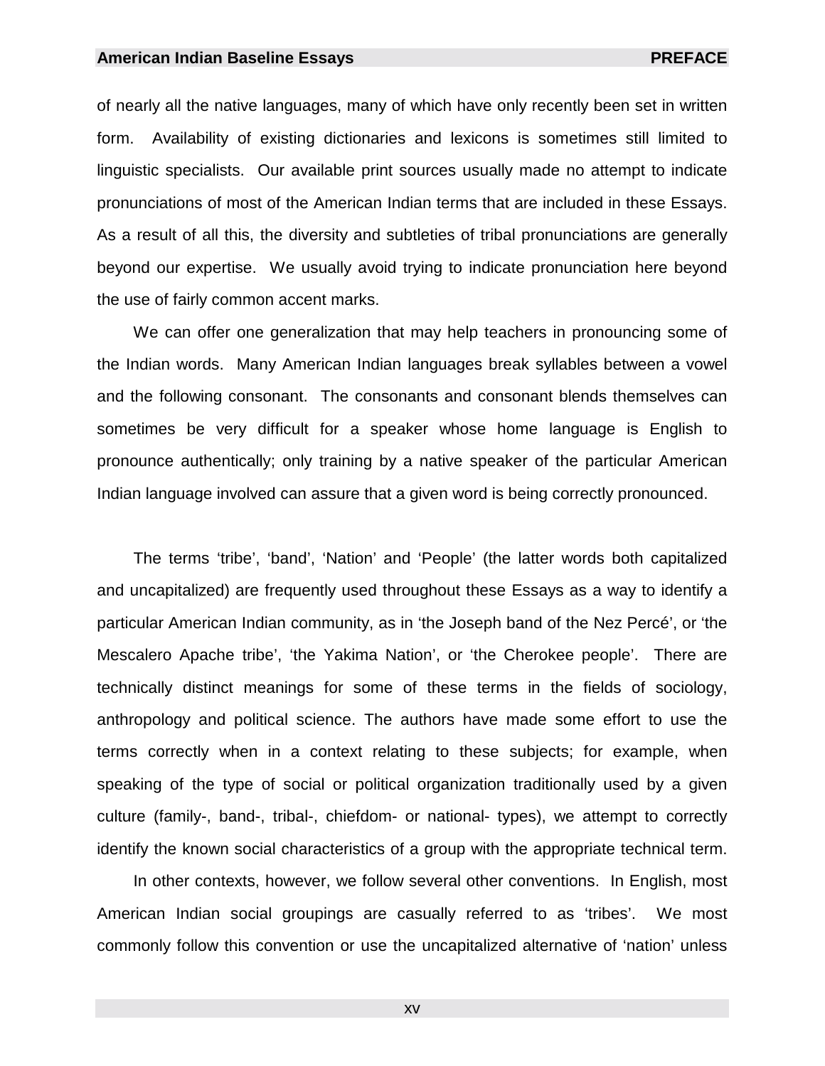of nearly all the native languages, many of which have only recently been set in written form. Availability of existing dictionaries and lexicons is sometimes still limited to linguistic specialists. Our available print sources usually made no attempt to indicate pronunciations of most of the American Indian terms that are included in these Essays. As a result of all this, the diversity and subtleties of tribal pronunciations are generally beyond our expertise. We usually avoid trying to indicate pronunciation here beyond the use of fairly common accent marks.

We can offer one generalization that may help teachers in pronouncing some of the Indian words. Many American Indian languages break syllables between a vowel and the following consonant. The consonants and consonant blends themselves can sometimes be very difficult for a speaker whose home language is English to pronounce authentically; only training by a native speaker of the particular American Indian language involved can assure that a given word is being correctly pronounced.

The terms 'tribe', 'band', 'Nation' and 'People' (the latter words both capitalized and uncapitalized) are frequently used throughout these Essays as a way to identify a particular American Indian community, as in 'the Joseph band of the Nez Percé', or 'the Mescalero Apache tribe', 'the Yakima Nation', or 'the Cherokee people'. There are technically distinct meanings for some of these terms in the fields of sociology, anthropology and political science. The authors have made some effort to use the terms correctly when in a context relating to these subjects; for example, when speaking of the type of social or political organization traditionally used by a given culture (family-, band-, tribal-, chiefdom- or national- types), we attempt to correctly identify the known social characteristics of a group with the appropriate technical term.

In other contexts, however, we follow several other conventions. In English, most American Indian social groupings are casually referred to as 'tribes'. We most commonly follow this convention or use the uncapitalized alternative of 'nation' unless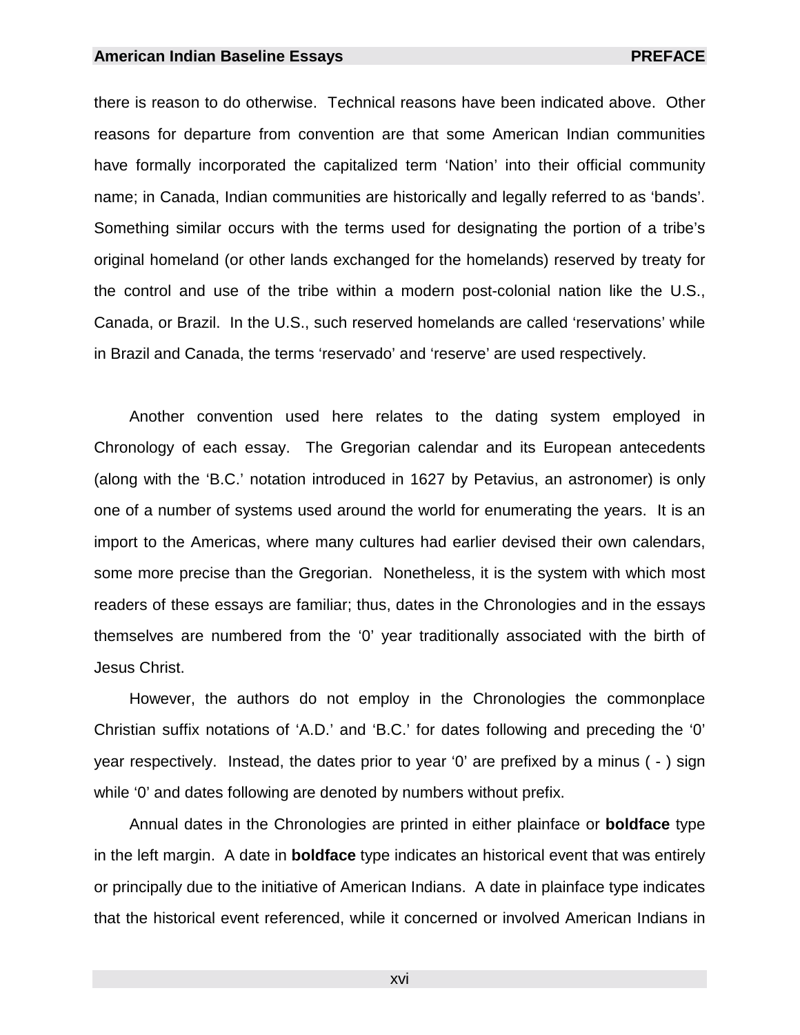there is reason to do otherwise. Technical reasons have been indicated above. Other reasons for departure from convention are that some American Indian communities have formally incorporated the capitalized term ‘Nation’ into their official community name; in Canada, Indian communities are historically and legally referred to as ‘bands’. Something similar occurs with the terms used for designating the portion of a tribe’s original homeland (or other lands exchanged for the homelands) reserved by treaty for the control and use of the tribe within a modern post-colonial nation like the U.S., Canada, or Brazil. In the U.S., such reserved homelands are called ‘reservations’ while in Brazil and Canada, the terms ‘reservado’ and ‘reserve’ are used respectively.

Another convention used here relates to the dating system employed in Chronology of each essay. The Gregorian calendar and its European antecedents (along with the ‘B.C.’ notation introduced in 1627 by Petavius, an astronomer) is only one of a number of systems used around the world for enumerating the years. It is an import to the Americas, where many cultures had earlier devised their own calendars, some more precise than the Gregorian. Nonetheless, it is the system with which most readers of these essays are familiar; thus, dates in the Chronologies and in the essays themselves are numbered from the ‘0’ year traditionally associated with the birth of Jesus Christ.

However, the authors do not employ in the Chronologies the commonplace Christian suffix notations of ‘A.D.’ and ‘B.C.’ for dates following and preceding the ‘0’ year respectively. Instead, the dates prior to year ‘0’ are prefixed by a minus ( - ) sign while ‘0’ and dates following are denoted by numbers without prefix.

Annual dates in the Chronologies are printed in either plainface or **boldface** type in the left margin. A date in **boldface** type indicates an historical event that was entirely or principally due to the initiative of American Indians. A date in plainface type indicates that the historical event referenced, while it concerned or involved American Indians in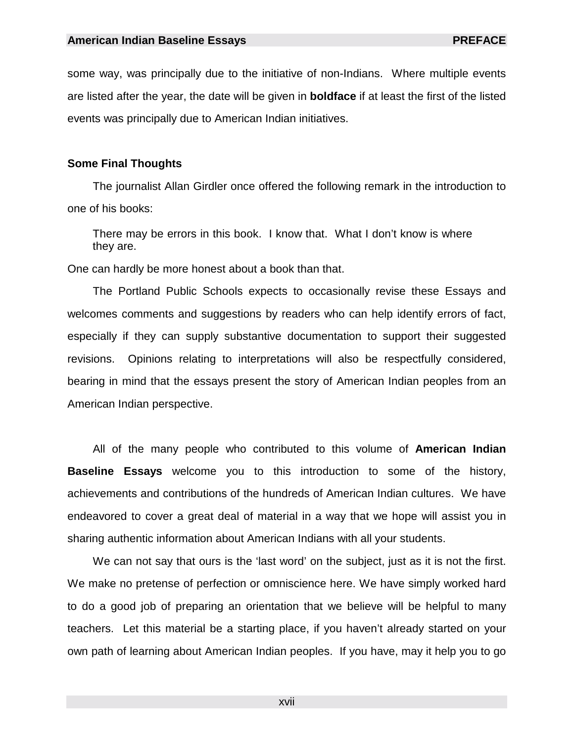some way, was principally due to the initiative of non-Indians. Where multiple events are listed after the year, the date will be given in **boldface** if at least the first of the listed events was principally due to American Indian initiatives.

### Some Final Thoughts

The journalist Allan Girdler once offered the following remark in the introduction to one of his books:

> There may be errors in this book. I know that. What I don't know is where they are.

One can hardly be more honest about a book than that.

The Portland Public Schools expects to occasionally revise these Essays and welcomes comments and suggestions by readers who can help identify errors of fact, especially if they can supply substantive documentation to support their suggested revisions. Opinions relating to interpretations will also be respectfully considered, bearing in mind that the essays present the story of American Indian peoples from an American Indian perspective.

All of the many people who contributed to this volume of **American Indian Baseline Essays** welcome you to this introduction to some of the history, achievements and contributions of the hundreds of American Indian cultures. We have endeavored to cover a great deal of material in a way that we hope will assist you in sharing authentic information about American Indians with all your students.

We can not say that ours is the 'last word' on the subject, just as it is not the first. We make no pretense of perfection or omniscience here. We have simply worked hard to do a good job of preparing an orientation that we believe will be helpful to many teachers. Let this material be a starting place, if you haven't already started on your own path of learning about American Indian peoples. If you have, may it help you to go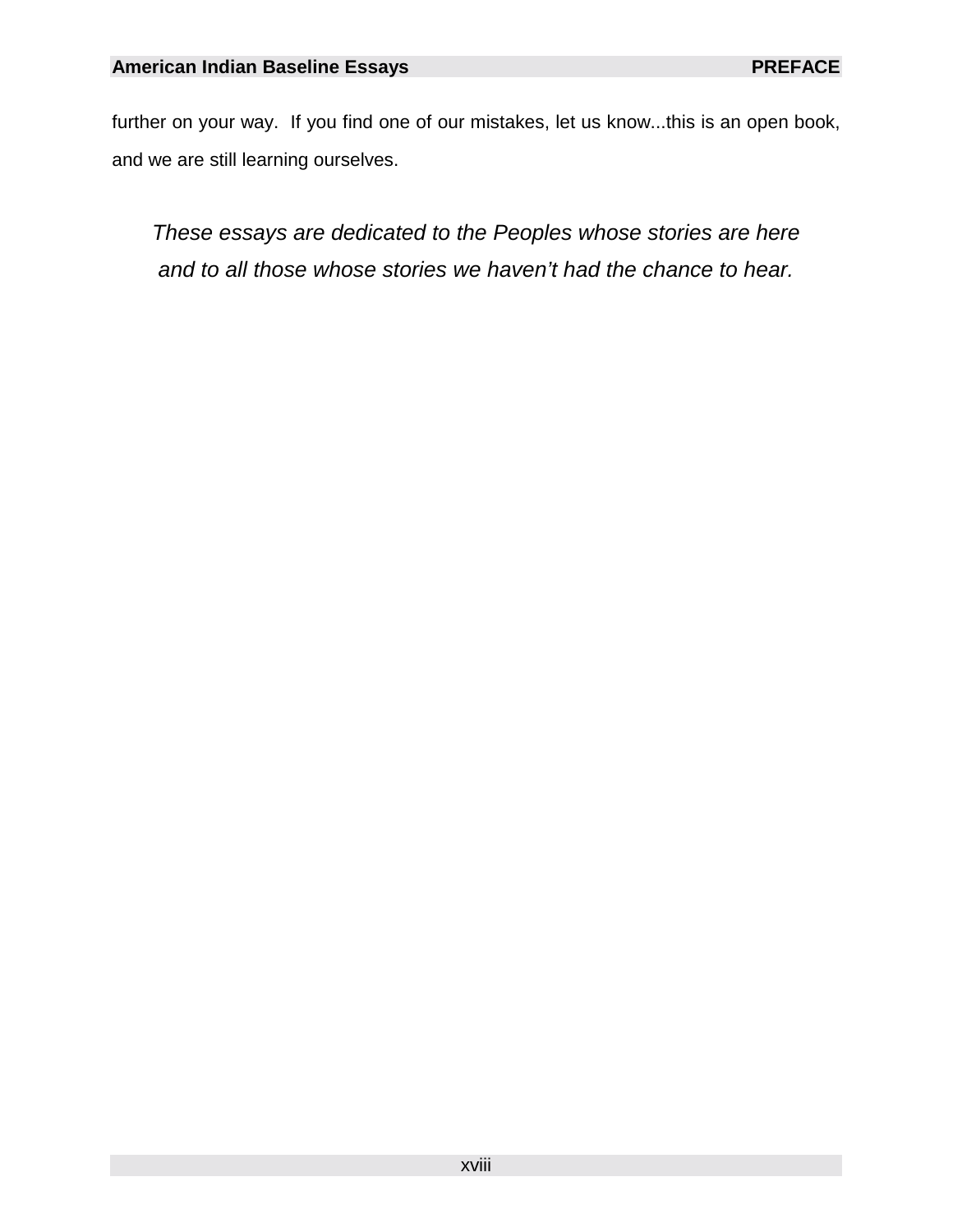further on your way. If you find one of our mistakes, let us know...this is an open book, and we are still learning ourselves.

*These essays are dedicated to the Peoples whose stories are here and to all those whose stories we haven't had the chance to hear.*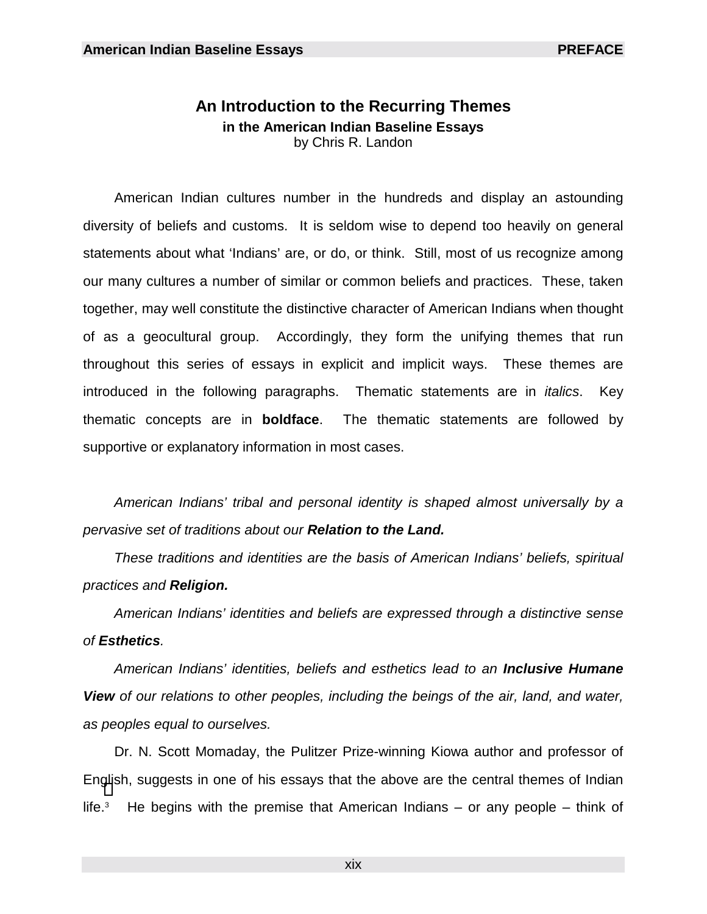## An Introduction to the Recurring Themes

### in the American Indian Baseline Essays

by Chris R. Landon

American Indian cultures number in the hundreds and display an astounding diversity of beliefs and customs. It is seldom wise to depend too heavily on general statements about what 'Indians' are, or do, or think. Still, most of us recognize among our many cultures a number of similar or common beliefs and practices. These, taken together, may well constitute the distinctive character of American Indians when thought of as a geocultural group. Accordingly, they form the unifying themes that run throughout this series of essays in explicit and implicit ways. These themes are introduced in the following paragraphs. Thematic statements are in *italics*. Key thematic concepts are in **boldface**. The thematic statements are followed by supportive or explanatory information in most cases.

*American Indians' tribal and personal identity is shaped almost universally by a pervasive set of traditions about our* ***Relation to the Land.***

*These traditions and identities are the basis of American Indians' beliefs, spiritual practices and* ***Religion.***

*American Indians' identities and beliefs are expressed through a distinctive sense of* ***Esthetics****.*

*American Indians' identities, beliefs and esthetics lead to an* ***Inclusive Humane View*** *of our relations to other peoples, including the beings of the air, land, and water, as peoples equal to ourselves.*

Dr. N. Scott Momaday, the Pulitzer Prize-winning Kiowa author and professor of English, suggests in one of his essays that the above are the central themes of Indian life.[3] He begins with the premise that American Indians – or any people – think of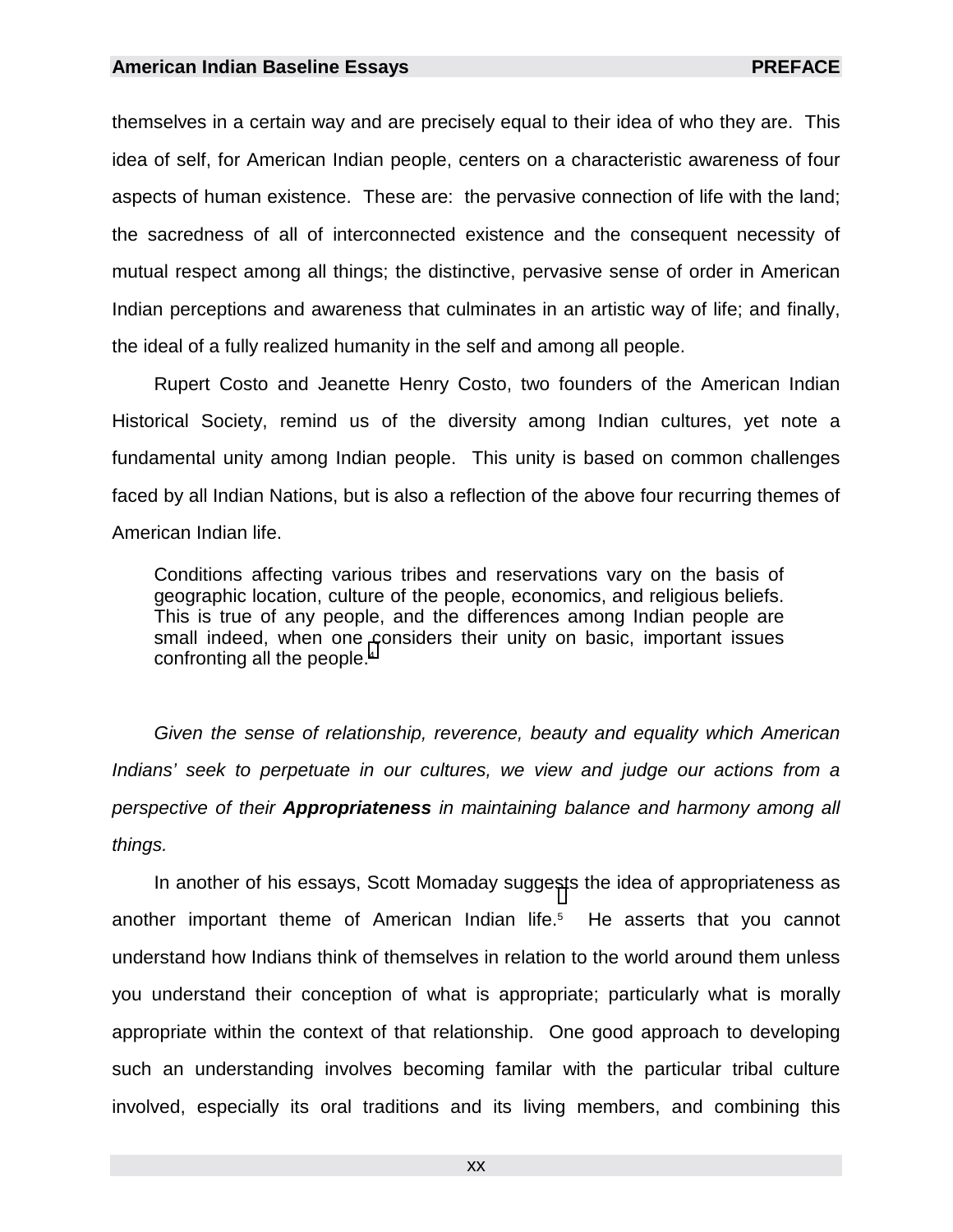themselves in a certain way and are precisely equal to their idea of who they are. This idea of self, for American Indian people, centers on a characteristic awareness of four aspects of human existence. These are: the pervasive connection of life with the land; the sacredness of all of interconnected existence and the consequent necessity of mutual respect among all things; the distinctive, pervasive sense of order in American Indian perceptions and awareness that culminates in an artistic way of life; and finally, the ideal of a fully realized humanity in the self and among all people.

Rupert Costo and Jeanette Henry Costo, two founders of the American Indian Historical Society, remind us of the diversity among Indian cultures, yet note a fundamental unity among Indian people. This unity is based on common challenges faced by all Indian Nations, but is also a reflection of the above four recurring themes of American Indian life.

> Conditions affecting various tribes and reservations vary on the basis of geographic location, culture of the people, economics, and religious beliefs. This is true of any people, and the differences among Indian people are small indeed, when one considers their unity on basic, important issues confronting all the people.[4]

*Given the sense of relationship, reverence, beauty and equality which American Indians' seek to perpetuate in our cultures, we view and judge our actions from a perspective of their* ***Appropriateness*** *in maintaining balance and harmony among all things.*

In another of his essays, Scott Momaday suggests the idea of appropriateness as another important theme of American Indian life.[5] He asserts that you cannot understand how Indians think of themselves in relation to the world around them unless you understand their conception of what is appropriate; particularly what is morally appropriate within the context of that relationship. One good approach to developing such an understanding involves becoming familar with the particular tribal culture involved, especially its oral traditions and its living members, and combining this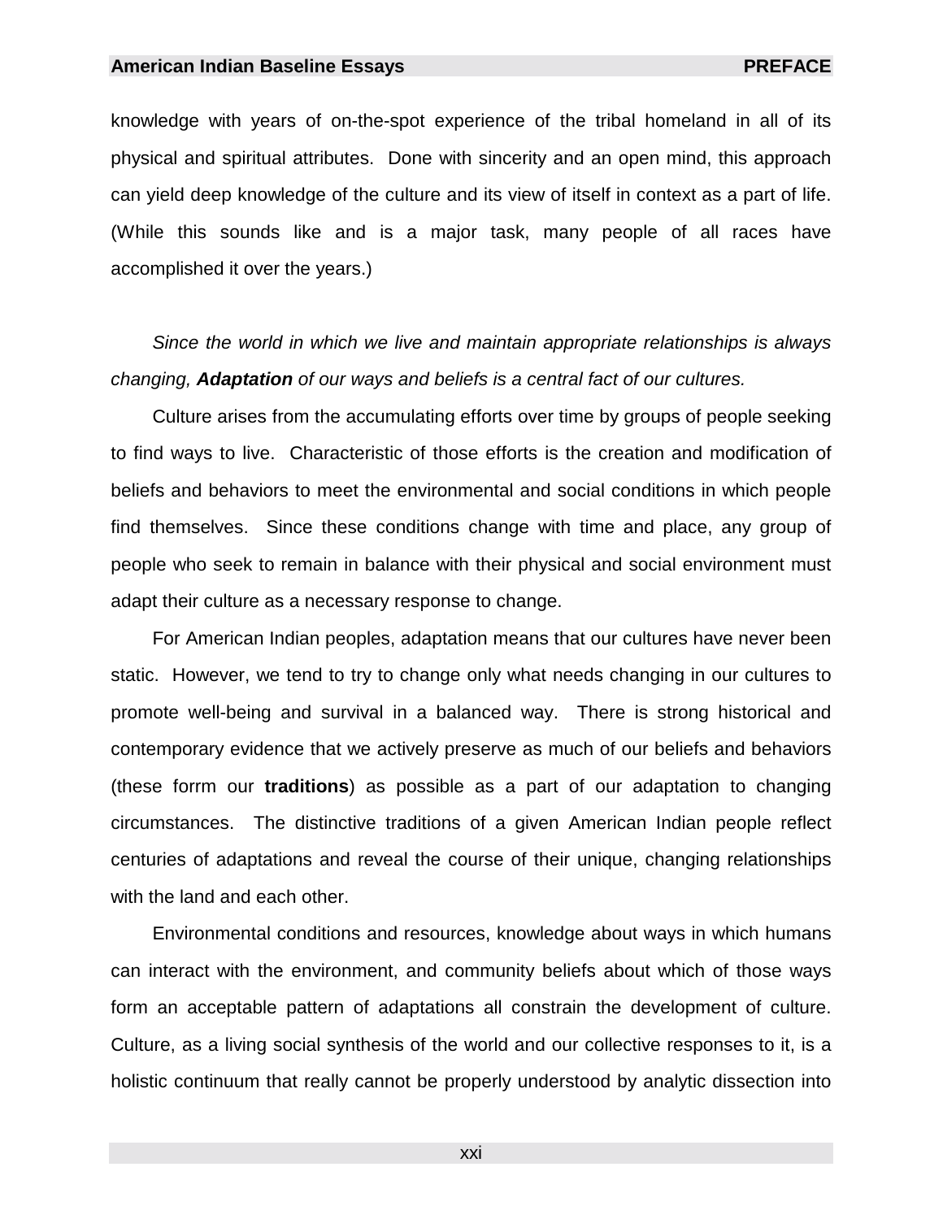knowledge with years of on-the-spot experience of the tribal homeland in all of its physical and spiritual attributes. Done with sincerity and an open mind, this approach can yield deep knowledge of the culture and its view of itself in context as a part of life. (While this sounds like and is a major task, many people of all races have accomplished it over the years.)

*Since the world in which we live and maintain appropriate relationships is always changing,* ***Adaptation*** *of our ways and beliefs is a central fact of our cultures.*

Culture arises from the accumulating efforts over time by groups of people seeking to find ways to live. Characteristic of those efforts is the creation and modification of beliefs and behaviors to meet the environmental and social conditions in which people find themselves. Since these conditions change with time and place, any group of people who seek to remain in balance with their physical and social environment must adapt their culture as a necessary response to change.

For American Indian peoples, adaptation means that our cultures have never been static. However, we tend to try to change only what needs changing in our cultures to promote well-being and survival in a balanced way. There is strong historical and contemporary evidence that we actively preserve as much of our beliefs and behaviors (these forrm our **traditions**) as possible as a part of our adaptation to changing circumstances. The distinctive traditions of a given American Indian people reflect centuries of adaptations and reveal the course of their unique, changing relationships with the land and each other.

Environmental conditions and resources, knowledge about ways in which humans can interact with the environment, and community beliefs about which of those ways form an acceptable pattern of adaptations all constrain the development of culture. Culture, as a living social synthesis of the world and our collective responses to it, is a holistic continuum that really cannot be properly understood by analytic dissection into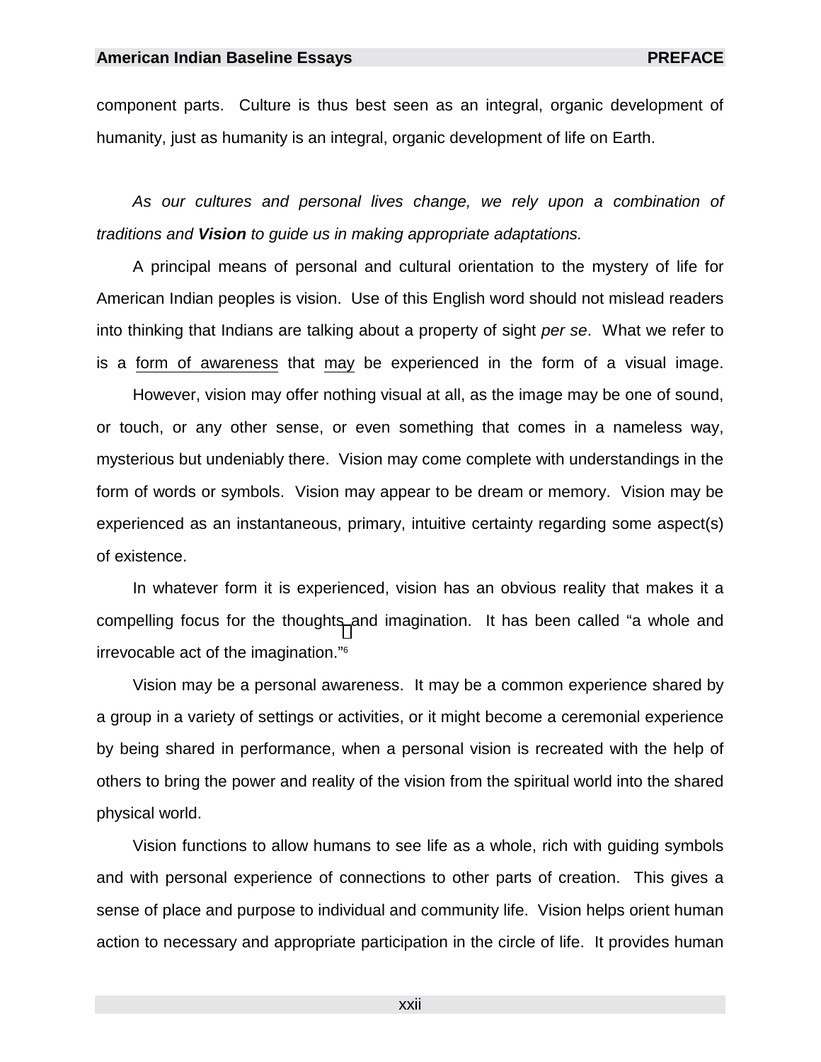component parts. Culture is thus best seen as an integral, organic development of humanity, just as humanity is an integral, organic development of life on Earth.

*As our cultures and personal lives change, we rely upon a combination of traditions and **Vision** to guide us in making appropriate adaptations.*

A principal means of personal and cultural orientation to the mystery of life for American Indian peoples is vision. Use of this English word should not mislead readers into thinking that Indians are talking about a property of sight *per se*. What we refer to is a <u>form of awareness</u> that <u>may</u> be experienced in the form of a visual image.

However, vision may offer nothing visual at all, as the image may be one of sound, or touch, or any other sense, or even something that comes in a nameless way, mysterious but undeniably there. Vision may come complete with understandings in the form of words or symbols. Vision may appear to be dream or memory. Vision may be experienced as an instantaneous, primary, intuitive certainty regarding some aspect(s) of existence.

In whatever form it is experienced, vision has an obvious reality that makes it a compelling focus for the thoughts and imagination. It has been called "a whole and irrevocable act of the imagination."[6]

Vision may be a personal awareness. It may be a common experience shared by a group in a variety of settings or activities, or it might become a ceremonial experience by being shared in performance, when a personal vision is recreated with the help of others to bring the power and reality of the vision from the spiritual world into the shared physical world.

Vision functions to allow humans to see life as a whole, rich with guiding symbols and with personal experience of connections to other parts of creation. This gives a sense of place and purpose to individual and community life. Vision helps orient human action to necessary and appropriate participation in the circle of life. It provides human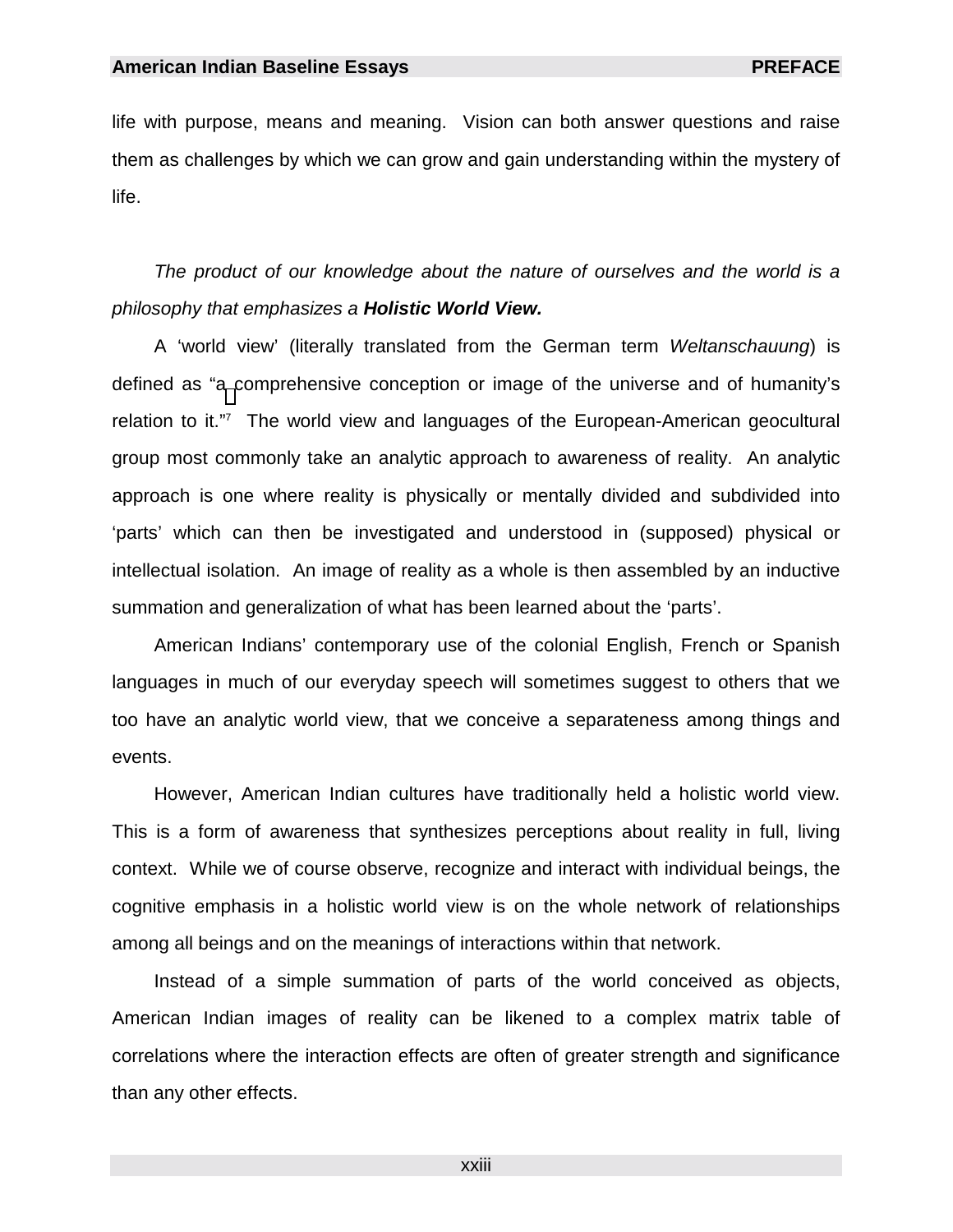life with purpose, means and meaning. Vision can both answer questions and raise them as challenges by which we can grow and gain understanding within the mystery of life.

*The product of our knowledge about the nature of ourselves and the world is a philosophy that emphasizes a* ***Holistic World View.***

A 'world view' (literally translated from the German term *Weltanschauung*) is defined as "a comprehensive conception or image of the universe and of humanity's relation to it."[7] The world view and languages of the European-American geocultural group most commonly take an analytic approach to awareness of reality. An analytic approach is one where reality is physically or mentally divided and subdivided into 'parts' which can then be investigated and understood in (supposed) physical or intellectual isolation. An image of reality as a whole is then assembled by an inductive summation and generalization of what has been learned about the 'parts'.

American Indians' contemporary use of the colonial English, French or Spanish languages in much of our everyday speech will sometimes suggest to others that we too have an analytic world view, that we conceive a separateness among things and events.

However, American Indian cultures have traditionally held a holistic world view. This is a form of awareness that synthesizes perceptions about reality in full, living context. While we of course observe, recognize and interact with individual beings, the cognitive emphasis in a holistic world view is on the whole network of relationships among all beings and on the meanings of interactions within that network.

Instead of a simple summation of parts of the world conceived as objects, American Indian images of reality can be likened to a complex matrix table of correlations where the interaction effects are often of greater strength and significance than any other effects.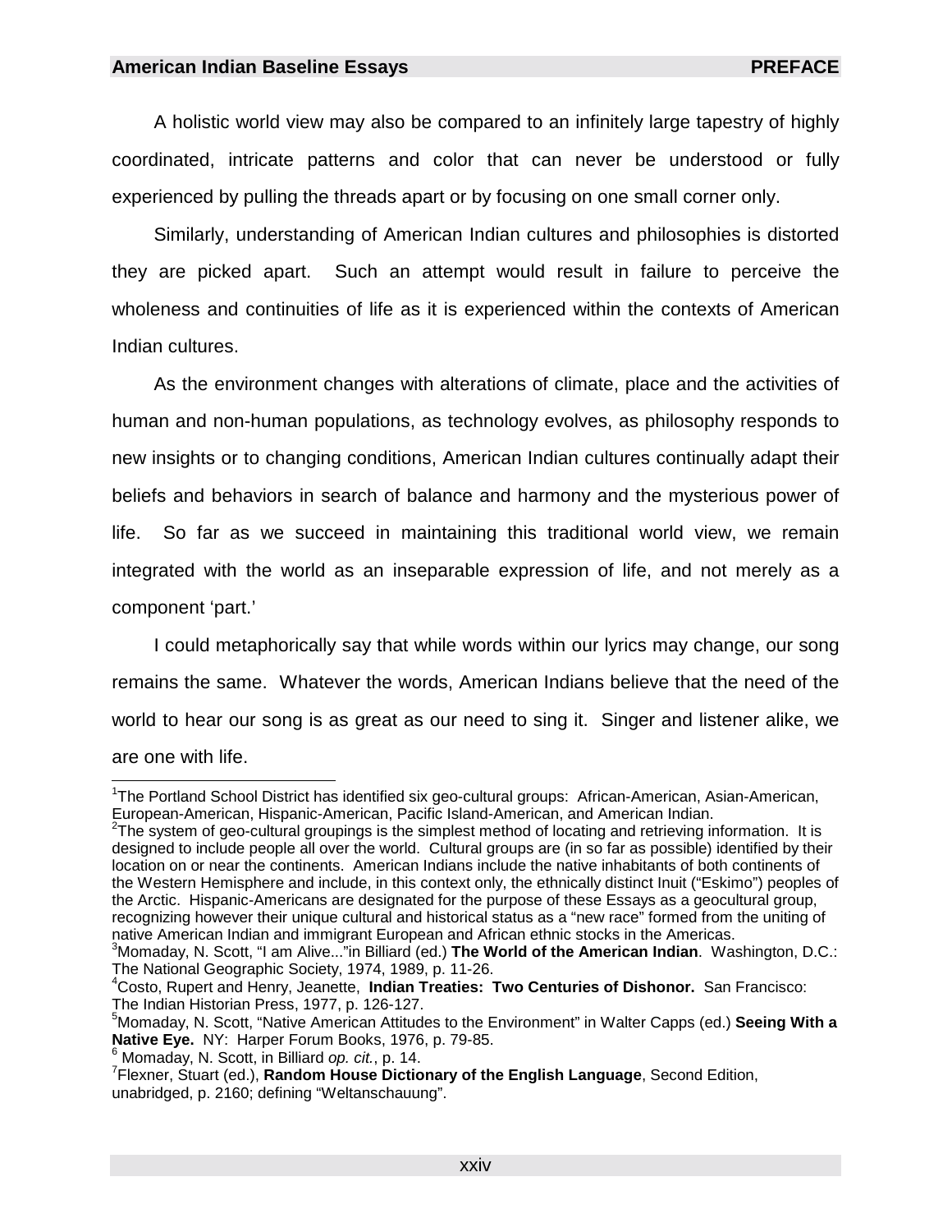A holistic world view may also be compared to an infinitely large tapestry of highly coordinated, intricate patterns and color that can never be understood or fully experienced by pulling the threads apart or by focusing on one small corner only.

Similarly, understanding of American Indian cultures and philosophies is distorted they are picked apart. Such an attempt would result in failure to perceive the wholeness and continuities of life as it is experienced within the contexts of American Indian cultures.

As the environment changes with alterations of climate, place and the activities of human and non-human populations, as technology evolves, as philosophy responds to new insights or to changing conditions, American Indian cultures continually adapt their beliefs and behaviors in search of balance and harmony and the mysterious power of life. So far as we succeed in maintaining this traditional world view, we remain integrated with the world as an inseparable expression of life, and not merely as a component 'part.'

I could metaphorically say that while words within our lyrics may change, our song remains the same. Whatever the words, American Indians believe that the need of the world to hear our song is as great as our need to sing it. Singer and listener alike, we are one with life.

---

[1]The Portland School District has identified six geo-cultural groups: African-American, Asian-American, European-American, Hispanic-American, Pacific Island-American, and American Indian.

[2]The system of geo-cultural groupings is the simplest method of locating and retrieving information. It is designed to include people all over the world. Cultural groups are (in so far as possible) identified by their location on or near the continents. American Indians include the native inhabitants of both continents of the Western Hemisphere and include, in this context only, the ethnically distinct Inuit ("Eskimo") peoples of the Arctic. Hispanic-Americans are designated for the purpose of these Essays as a geocultural group, recognizing however their unique cultural and historical status as a "new race" formed from the uniting of native American Indian and immigrant European and African ethnic stocks in the Americas.

[3]Momaday, N. Scott, "I am Alive..."in Billiard (ed.) **The World of the American Indian**. Washington, D.C.: The National Geographic Society, 1974, 1989, p. 11-26.

[4]Costo, Rupert and Henry, Jeanette, **Indian Treaties: Two Centuries of Dishonor.** San Francisco: The Indian Historian Press, 1977, p. 126-127.

[5]Momaday, N. Scott, "Native American Attitudes to the Environment" in Walter Capps (ed.) **Seeing With a Native Eye.** NY: Harper Forum Books, 1976, p. 79-85.

[6] Momaday, N. Scott, in Billiard *op. cit.*, p. 14.

[7]Flexner, Stuart (ed.), **Random House Dictionary of the English Language**, Second Edition, unabridged, p. 2160; defining "Weltanschauung".